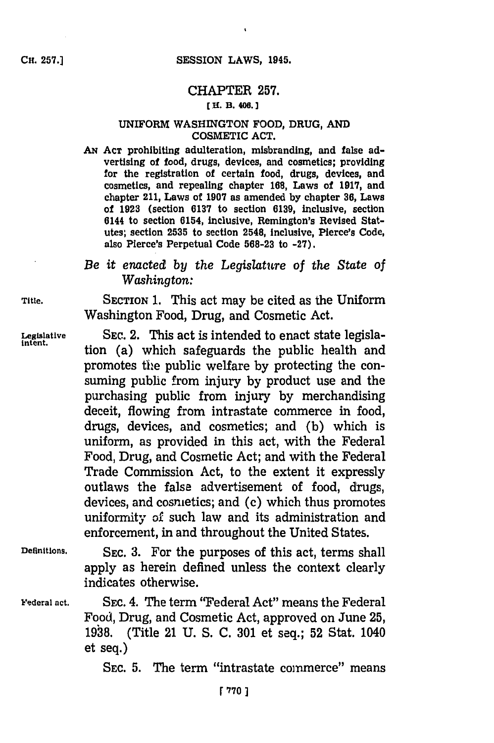# CHAPTER 257.

[ H. B. 406. ]

## UNIFORM WASHINGTON FOOD, DRUG, AND COSMETIC ACT.

AN ACT prohibiting adulteration, misbranding, and false advertising of food, drugs, devices, and cosmetics; providing for the registration of certain food, drugs, devices, and cosmetics, and repealing chapter 168, Laws of 1917, and chapter 211, Laws of 1907 as amended by chapter 36, Laws of 1923 (section 6137 to section 6139, inclusive, section 6144 to section 6154, inclusive, Remington's Revised Statutes; section 2535 to section 2548, inclusive, Pierce's Code, also Pierce's Perpetual Code 568-23 to -27).

*Be it enacted by the Legislature of the State of Washington:*

Title.

SECTION 1. This act may be cited as the Uniform Washington Food, Drug, and Cosmetic Act.

Legislative intent.

SEC. 2. This act is intended to enact state legislation (a) which safeguards the public health and promotes the public welfare by protecting the consuming public from injury by product use and the purchasing public from injury by merchandising deceit, flowing from intrastate commerce in food, drugs, devices, and cosmetics; and (b) which is uniform, as provided in this act, with the Federal Food, Drug, and Cosmetic Act; and with the Federal Trade Commission Act, to the extent it expressly outlaws the false advertisement of food, drugs, devices, and cosmetics; and (c) which thus promotes uniformity of such law and its administration and enforcement, in and throughout the United States.

Definitions.

SEC. 3. For the purposes of this act, terms shall apply as herein defined unless the context clearly indicates otherwise.

Federal act.

SEC. 4. The term "Federal Act" means the Federal Food, Drug, and Cosmetic Act, approved on June 25, 1938. (Title 21 U. S. C. 301 et seq.; 52 Stat. 1040 et seq.)

SEC. 5. The term "intrastate commerce" means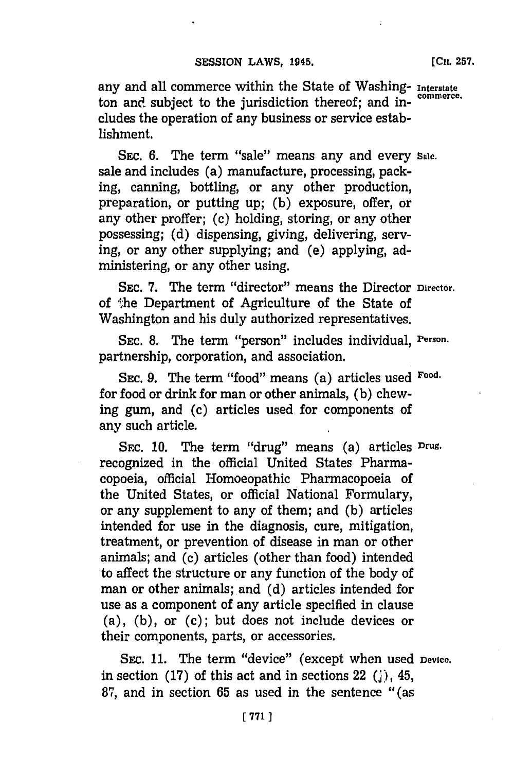any and all commerce within the State of Washington and subject to the jurisdiction thereof; and includes the operation of any business or service establishment.

**Interstate commerce.**

SEC. 6. The term "sale" means any and every sale and includes (a) manufacture, processing, packing, canning, bottling, or any other production, preparation, or putting up; (b) exposure, offer, or any other proffer; (c) holding, storing, or any other possessing; (d) dispensing, giving, delivering, serving, or any other supplying; and (e) applying, administering, or any other using.

**Sale.**

SEC. 7. The term "director" means the Director of the Department of Agriculture of the State of Washington and his duly authorized representatives.

**Director.**

SEC. 8. The term "person" includes individual, partnership, corporation, and association.

**Person.**

SEC. 9. The term "food" means (a) articles used for food or drink for man or other animals, (b) chewing gum, and (c) articles used for components of any such article.

**Food.**

SEC. 10. The term "drug" means (a) articles recognized in the official United States Pharmacopoeia, official Homoeopathic Pharmacopoeia of the United States, or official National Formulary, or any supplement to any of them; and (b) articles intended for use in the diagnosis, cure, mitigation, treatment, or prevention of disease in man or other animals; and (c) articles (other than food) intended to affect the structure or any function of the body of man or other animals; and (d) articles intended for use as a component of any article specified in clause (a), (b), or (c); but does not include devices or their components, parts, or accessories.

**Drug.**

SEC. 11. The term "device" (except when used in section (17) of this act and in sections 22 (j), 45, 87, and in section 65 as used in the sentence "(as

**Device.**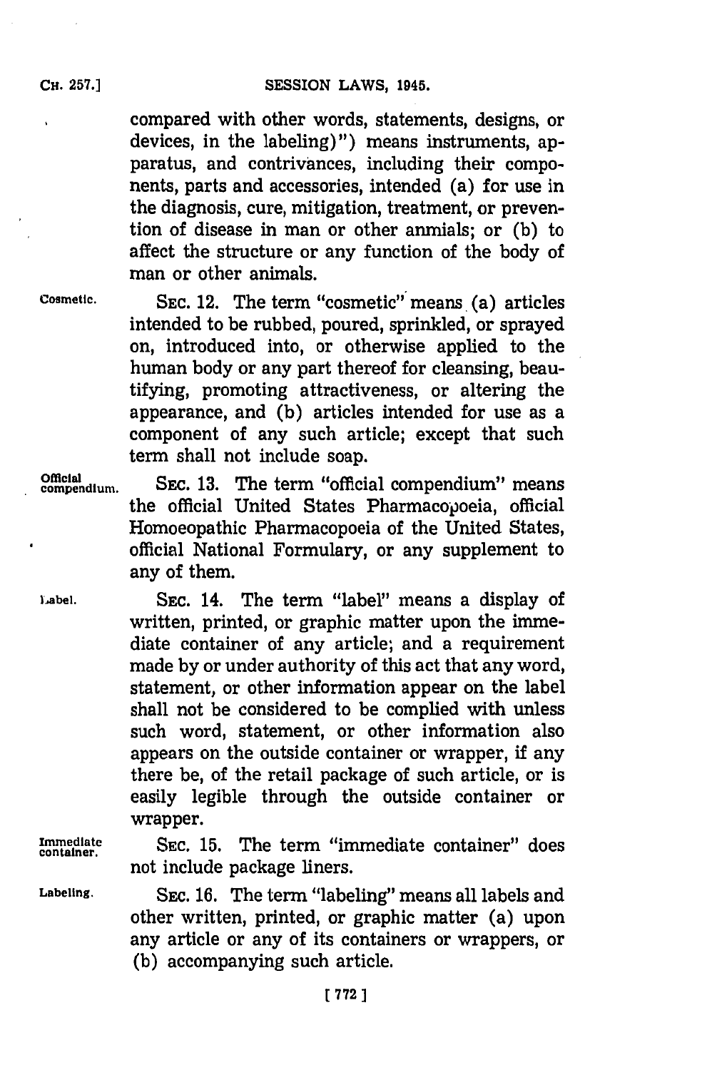compared with other words, statements, designs, or devices, in the labeling)") means instruments, apparatus, and contrivances, including their components, parts and accessories, intended (a) for use in the diagnosis, cure, mitigation, treatment, or prevention of disease in man or other anmials; or (b) to affect the structure or any function of the body of man or other animals.

Cosmetic. SEC. 12. The term "cosmetic" means (a) articles intended to be rubbed, poured, sprinkled, or sprayed on, introduced into, or otherwise applied to the human body or any part thereof for cleansing, beautifying, promoting attractiveness, or altering the appearance, and (b) articles intended for use as a component of any such article; except that such term shall not include soap.

Official compendium. SEC. 13. The term "official compendium" means the official United States Pharmacopoeia, official Homoeopathic Pharmacopoeia of the United States, official National Formulary, or any supplement to any of them.

Label. SEC. 14. The term "label" means a display of written, printed, or graphic matter upon the immediate container of any article; and a requirement made by or under authority of this act that any word, statement, or other information appear on the label shall not be considered to be complied with unless such word, statement, or other information also appears on the outside container or wrapper, if any there be, of the retail package of such article, or is easily legible through the outside container or wrapper.

Immediate container. SEC. 15. The term "immediate container" does not include package liners.

Labeling. SEC. 16. The term "labeling" means all labels and other written, printed, or graphic matter (a) upon any article or any of its containers or wrappers, or (b) accompanying such article.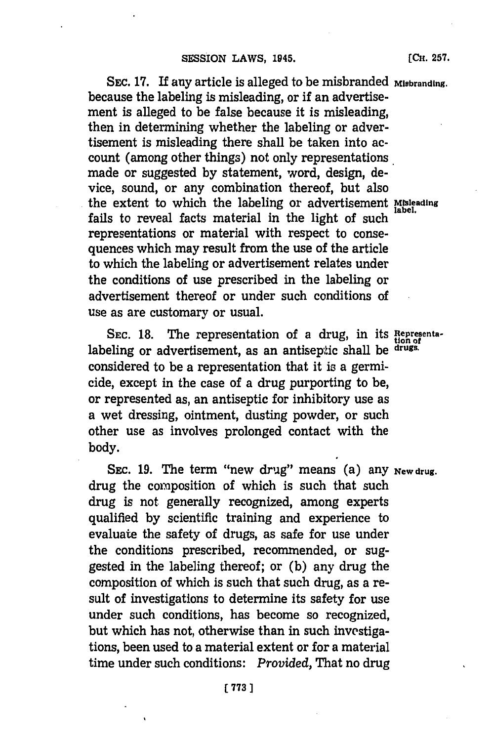SEC. 17. If any article is alleged to be misbranded because the labeling is misleading, or if an advertisement is alleged to be false because it is misleading, then in determining whether the labeling or advertisement is misleading there shall be taken into account (among other things) not only representations made or suggested by statement, word, design, device, sound, or any combination thereof, but also the extent to which the labeling or advertisement fails to reveal facts material in the light of such representations or material with respect to consequences which may result from the use of the article to which the labeling or advertisement relates under the conditions of use prescribed in the labeling or advertisement thereof or under such conditions of use as are customary or usual.

*Misbranding.*

*Misleading label.*

SEC. 18. The representation of a drug, in its labeling or advertisement, as an antiseptic shall be considered to be a representation that it is a germicide, except in the case of a drug purporting to be, or represented as, an antiseptic for inhibitory use as a wet dressing, ointment, dusting powder, or such other use as involves prolonged contact with the body.

*Representation of drugs.*

SEC. 19. The term "new drug" means (a) any drug the composition of which is such that such drug is not generally recognized, among experts qualified by scientific training and experience to evaluate the safety of drugs, as safe for use under the conditions prescribed, recommended, or suggested in the labeling thereof; or (b) any drug the composition of which is such that such drug, as a result of investigations to determine its safety for use under such conditions, has become so recognized, but which has not, otherwise than in such investigations, been used to a material extent or for a material time under such conditions: *Provided,* That no drug

*New drug.*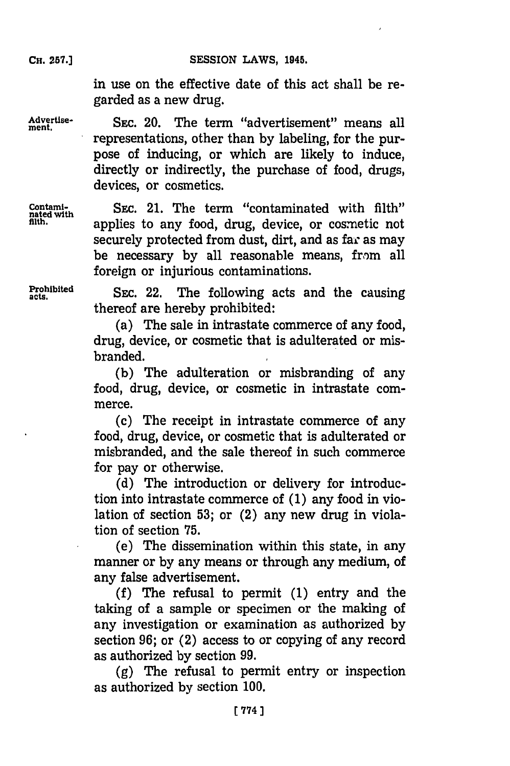in use on the effective date of this act shall be regarded as a new drug.

Advertisement. SEC. 20. The term "advertisement" means all representations, other than by labeling, for the purpose of inducing, or which are likely to induce, directly or indirectly, the purchase of food, drugs, devices, or cosmetics.

Contaminated with filth. SEC. 21. The term "contaminated with filth" applies to any food, drug, device, or cosmetic not securely protected from dust, dirt, and as far as may be necessary by all reasonable means, from all foreign or injurious contaminations.

Prohibited acts. SEC. 22. The following acts and the causing thereof are hereby prohibited:

(a) The sale in intrastate commerce of any food, drug, device, or cosmetic that is adulterated or misbranded.

(b) The adulteration or misbranding of any food, drug, device, or cosmetic in intrastate commerce.

(c) The receipt in intrastate commerce of any food, drug, device, or cosmetic that is adulterated or misbranded, and the sale thereof in such commerce for pay or otherwise.

(d) The introduction or delivery for introduction into intrastate commerce of (1) any food in violation of section 53; or (2) any new drug in violation of section 75.

(e) The dissemination within this state, in any manner or by any means or through any medium, of any false advertisement.

(f) The refusal to permit (1) entry and the taking of a sample or specimen or the making of any investigation or examination as authorized by section 96; or (2) access to or copying of any record as authorized by section 99.

(g) The refusal to permit entry or inspection as authorized by section 100.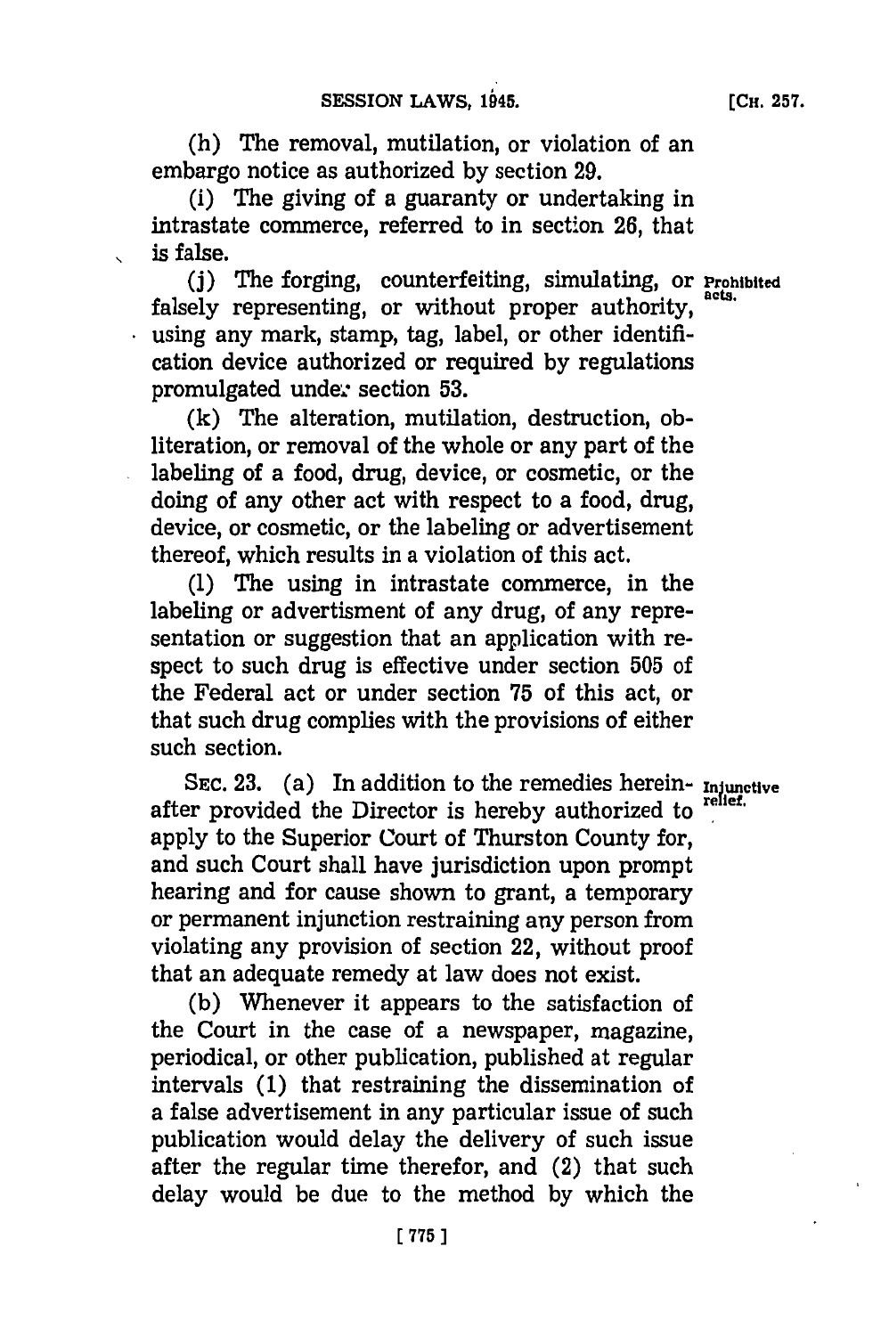(h) The removal, mutilation, or violation of an embargo notice as authorized by section 29.

(i) The giving of a guaranty or undertaking in intrastate commerce, referred to in section 26, that is false.

(j) The forging, counterfeiting, simulating, or falsely representing, or without proper authority, using any mark, stamp, tag, label, or other identification device authorized or required by regulations promulgated under section 53.

Prohibited acts.

(k) The alteration, mutilation, destruction, obliteration, or removal of the whole or any part of the labeling of a food, drug, device, or cosmetic, or the doing of any other act with respect to a food, drug, device, or cosmetic, or the labeling or advertisement thereof, which results in a violation of this act.

(l) The using in intrastate commerce, in the labeling or advertisment of any drug, of any representation or suggestion that an application with respect to such drug is effective under section 505 of the Federal act or under section 75 of this act, or that such drug complies with the provisions of either such section.

Injunctive relief.

SEC. 23. (a) In addition to the remedies hereinafter provided the Director is hereby authorized to apply to the Superior Court of Thurston County for, and such Court shall have jurisdiction upon prompt hearing and for cause shown to grant, a temporary or permanent injunction restraining any person from violating any provision of section 22, without proof that an adequate remedy at law does not exist.

(b) Whenever it appears to the satisfaction of the Court in the case of a newspaper, magazine, periodical, or other publication, published at regular intervals (1) that restraining the dissemination of a false advertisement in any particular issue of such publication would delay the delivery of such issue after the regular time therefor, and (2) that such delay would be due to the method by which the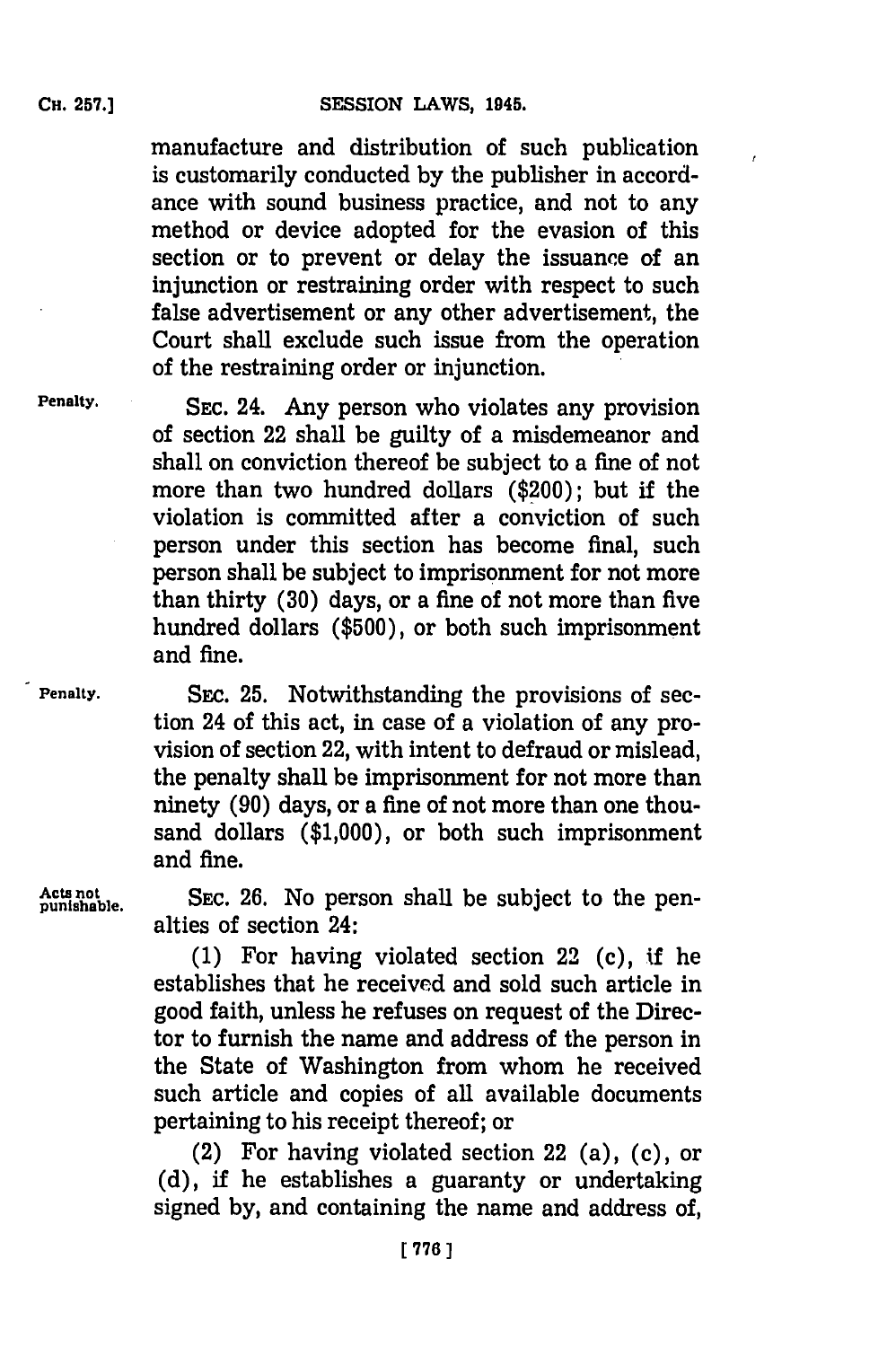manufacture and distribution of such publication is customarily conducted by the publisher in accordance with sound business practice, and not to any method or device adopted for the evasion of this section or to prevent or delay the issuance of an injunction or restraining order with respect to such false advertisement or any other advertisement, the Court shall exclude such issue from the operation of the restraining order or injunction.

Penalty. SEC. 24. Any person who violates any provision of section 22 shall be guilty of a misdemeanor and shall on conviction thereof be subject to a fine of not more than two hundred dollars ($200); but if the violation is committed after a conviction of such person under this section has become final, such person shall be subject to imprisonment for not more than thirty (30) days, or a fine of not more than five hundred dollars ($500), or both such imprisonment and fine.

Penalty. SEC. 25. Notwithstanding the provisions of section 24 of this act, in case of a violation of any provision of section 22, with intent to defraud or mislead, the penalty shall be imprisonment for not more than ninety (90) days, or a fine of not more than one thousand dollars ($1,000), or both such imprisonment and fine.

Acts not punishable. SEC. 26. No person shall be subject to the penalties of section 24:

(1) For having violated section 22 (c), if he establishes that he received and sold such article in good faith, unless he refuses on request of the Director to furnish the name and address of the person in the State of Washington from whom he received such article and copies of all available documents pertaining to his receipt thereof; or

(2) For having violated section 22 (a), (c), or (d), if he establishes a guaranty or undertaking signed by, and containing the name and address of,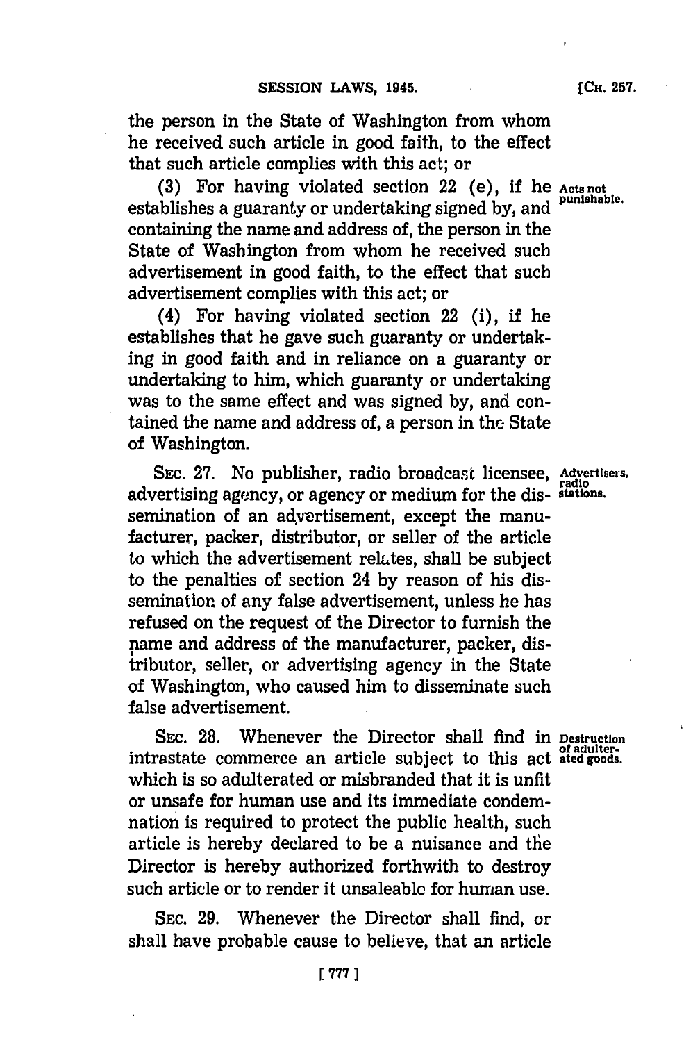the person in the State of Washington from whom he received such article in good faith, to the effect that such article complies with this act; or

(3) For having violated section 22 (e), if he establishes a guaranty or undertaking signed by, and containing the name and address of, the person in the State of Washington from whom he received such advertisement in good faith, to the effect that such advertisement complies with this act; or

Acts not punishable.

(4) For having violated section 22 (i), if he establishes that he gave such guaranty or undertaking in good faith and in reliance on a guaranty or undertaking to him, which guaranty or undertaking was to the same effect and was signed by, and contained the name and address of, a person in the State of Washington.

SEC. 27. No publisher, radio broadcast licensee, advertising agency, or agency or medium for the dissemination of an advertisement, except the manufacturer, packer, distributor, or seller of the article to which the advertisement relates, shall be subject to the penalties of section 24 by reason of his dissemination of any false advertisement, unless he has refused on the request of the Director to furnish the name and address of the manufacturer, packer, distributor, seller, or advertising agency in the State of Washington, who caused him to disseminate such false advertisement.

Advertisers, radio stations.

SEC. 28. Whenever the Director shall find in intrastate commerce an article subject to this act which is so adulterated or misbranded that it is unfit or unsafe for human use and its immediate condemnation is required to protect the public health, such article is hereby declared to be a nuisance and the Director is hereby authorized forthwith to destroy such article or to render it unsaleable for human use.

Destruction of adulterated goods.

SEC. 29. Whenever the Director shall find, or shall have probable cause to believe, that an article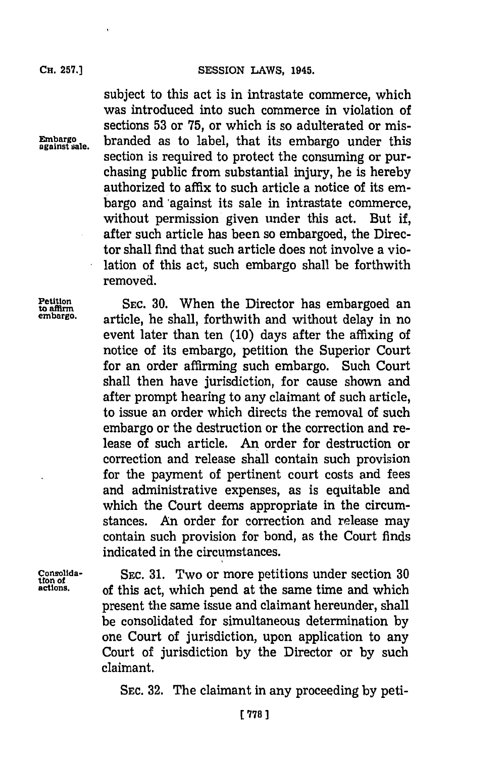subject to this act is in intrastate commerce, which was introduced into such commerce in violation of sections 53 or 75, or which is so adulterated or misbranded as to label, that its embargo under this section is required to protect the consuming or purchasing public from substantial injury, he is hereby authorized to affix to such article a notice of its embargo and against its sale in intrastate commerce, without permission given under this act. But if, after such article has been so embargoed, the Director shall find that such article does not involve a violation of this act, such embargo shall be forthwith removed.

*Embargo against sale.*

*Petition to affirm embargo.*

SEC. 30. When the Director has embargoed an article, he shall, forthwith and without delay in no event later than ten (10) days after the affixing of notice of its embargo, petition the Superior Court for an order affirming such embargo. Such Court shall then have jurisdiction, for cause shown and after prompt hearing to any claimant of such article, to issue an order which directs the removal of such embargo or the destruction or the correction and release of such article. An order for destruction or correction and release shall contain such provision for the payment of pertinent court costs and fees and administrative expenses, as is equitable and which the Court deems appropriate in the circumstances. An order for correction and release may contain such provision for bond, as the Court finds indicated in the circumstances.

*Consolidation of actions.*

SEC. 31. Two or more petitions under section 30 of this act, which pend at the same time and which present the same issue and claimant hereunder, shall be consolidated for simultaneous determination by one Court of jurisdiction, upon application to any Court of jurisdiction by the Director or by such claimant.

SEC. 32. The claimant in any proceeding by peti-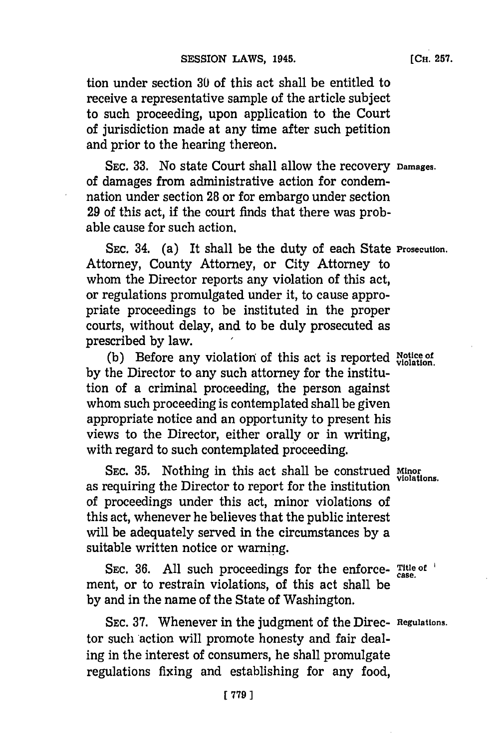tion under section 30 of this act shall be entitled to receive a representative sample of the article subject to such proceeding, upon application to the Court of jurisdiction made at any time after such petition and prior to the hearing thereon.

SEC. 33. No state Court shall allow the recovery of damages from administrative action for condemnation under section 28 or for embargo under section 29 of this act, if the court finds that there was probable cause for such action.

**Damages.**

SEC. 34. (a) It shall be the duty of each State Attorney, County Attorney, or City Attorney to whom the Director reports any violation of this act, or regulations promulgated under it, to cause appropriate proceedings to be instituted in the proper courts, without delay, and to be duly prosecuted as prescribed by law.

**Prosecution.**

(b) Before any violation of this act is reported by the Director to any such attorney for the institution of a criminal proceeding, the person against whom such proceeding is contemplated shall be given appropriate notice and an opportunity to present his views to the Director, either orally or in writing, with regard to such contemplated proceeding.

**Notice of violation.**

SEC. 35. Nothing in this act shall be construed as requiring the Director to report for the institution of proceedings under this act, minor violations of this act, whenever he believes that the public interest will be adequately served in the circumstances by a suitable written notice or warning.

**Minor violations.**

SEC. 36. All such proceedings for the enforcement, or to restrain violations, of this act shall be by and in the name of the State of Washington.

**Title of case.**

SEC. 37. Whenever in the judgment of the Director such action will promote honesty and fair dealing in the interest of consumers, he shall promulgate regulations fixing and establishing for any food,

**Regulations.**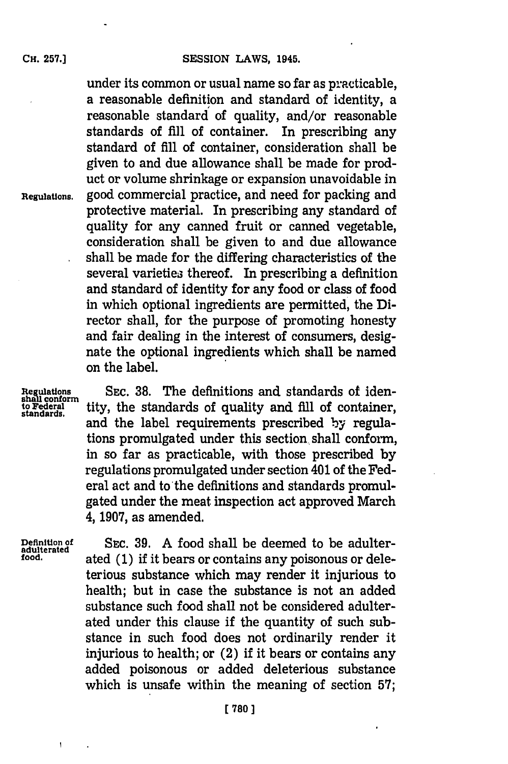under its common or usual name so far as practicable, a reasonable definition and standard of identity, a reasonable standard of quality, and/or reasonable standards of fill of container. In prescribing any standard of fill of container, consideration shall be given to and due allowance shall be made for product or volume shrinkage or expansion unavoidable in good commercial practice, and need for packing and protective material. In prescribing any standard of quality for any canned fruit or canned vegetable, consideration shall be given to and due allowance shall be made for the differing characteristics of the several varieties thereof. In prescribing a definition and standard of identity for any food or class of food in which optional ingredients are permitted, the Director shall, for the purpose of promoting honesty and fair dealing in the interest of consumers, designate the optional ingredients which shall be named on the label.

Regulations.

Regulations shall conform to Federal standards.

SEC. 38. The definitions and standards of identity, the standards of quality and fill of container, and the label requirements prescribed by regulations promulgated under this section shall conform, in so far as practicable, with those prescribed by regulations promulgated under section 401 of the Federal act and to the definitions and standards promulgated under the meat inspection act approved March 4, 1907, as amended.

Definition of adulterated food.

SEC. 39. A food shall be deemed to be adulterated (1) if it bears or contains any poisonous or deleterious substance which may render it injurious to health; but in case the substance is not an added substance such food shall not be considered adulterated under this clause if the quantity of such substance in such food does not ordinarily render it injurious to health; or (2) if it bears or contains any added poisonous or added deleterious substance which is unsafe within the meaning of section 57;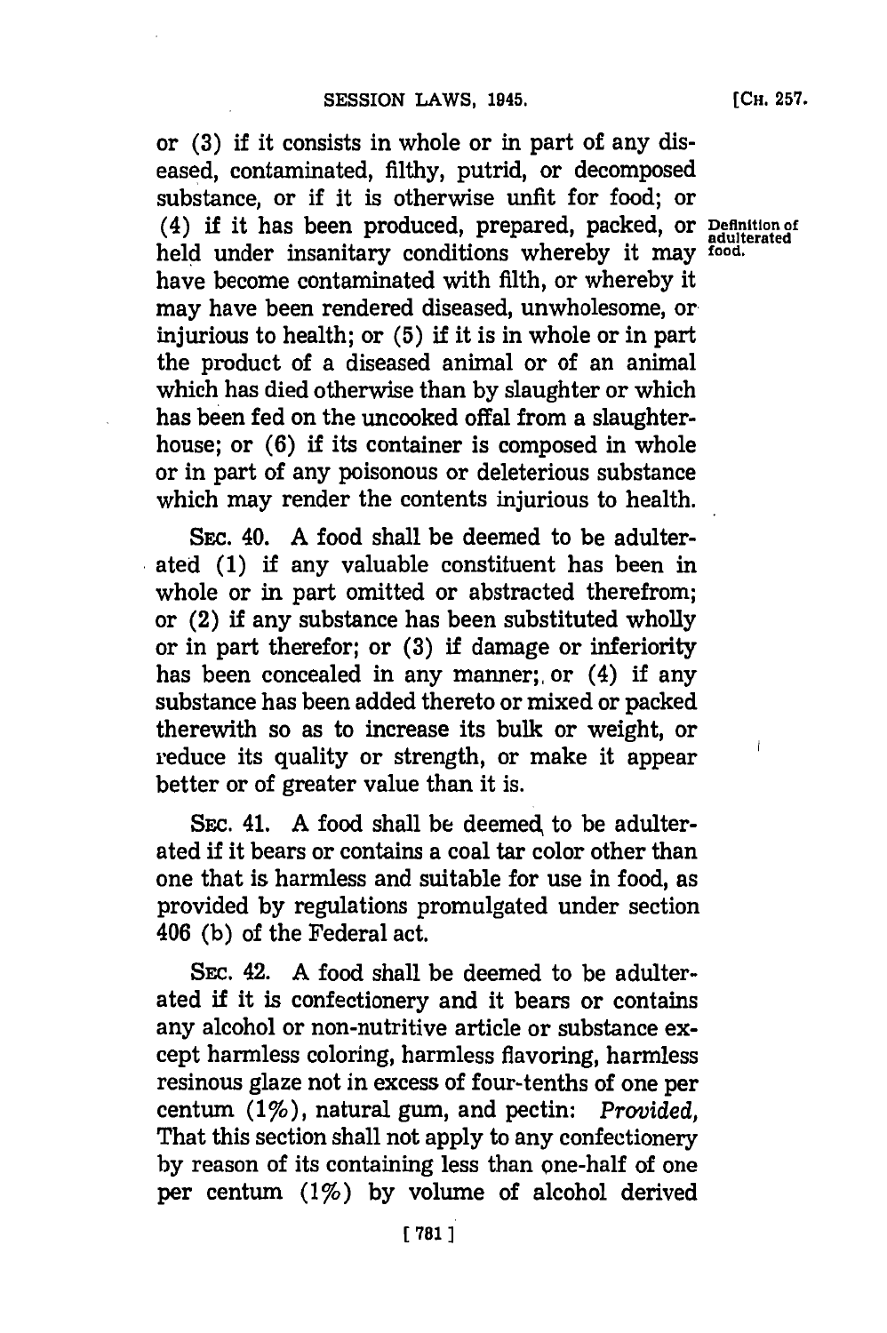or (3) if it consists in whole or in part of any diseased, contaminated, filthy, putrid, or decomposed substance, or if it is otherwise unfit for food; or (4) if it has been produced, prepared, packed, or held under insanitary conditions whereby it may have become contaminated with filth, or whereby it may have been rendered diseased, unwholesome, or injurious to health; or (5) if it is in whole or in part the product of a diseased animal or of an animal which has died otherwise than by slaughter or which has been fed on the uncooked offal from a slaughterhouse; or (6) if its container is composed in whole or in part of any poisonous or deleterious substance which may render the contents injurious to health.

**Definition of adulterated food.**

SEC. 40. A food shall be deemed to be adulterated (1) if any valuable constituent has been in whole or in part omitted or abstracted therefrom; or (2) if any substance has been substituted wholly or in part therefor; or (3) if damage or inferiority has been concealed in any manner; or (4) if any substance has been added thereto or mixed or packed therewith so as to increase its bulk or weight, or reduce its quality or strength, or make it appear better or of greater value than it is.

SEC. 41. A food shall be deemed to be adulterated if it bears or contains a coal tar color other than one that is harmless and suitable for use in food, as provided by regulations promulgated under section 406 (b) of the Federal act.

SEC. 42. A food shall be deemed to be adulterated if it is confectionery and it bears or contains any alcohol or non-nutritive article or substance except harmless coloring, harmless flavoring, harmless resinous glaze not in excess of four-tenths of one per centum (1%), natural gum, and pectin: *Provided*, That this section shall not apply to any confectionery by reason of its containing less than one-half of one per centum (1%) by volume of alcohol derived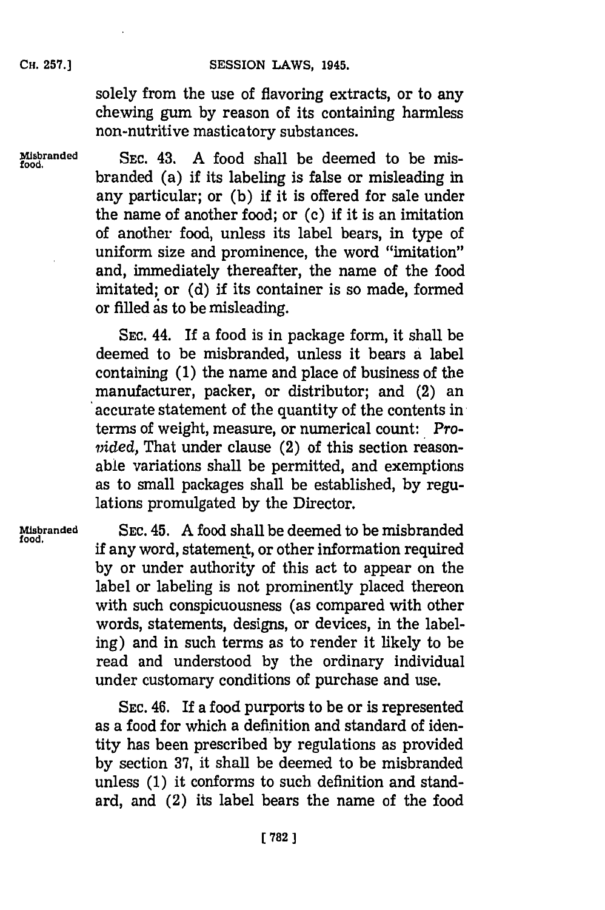solely from the use of flavoring extracts, or to any chewing gum by reason of its containing harmless non-nutritive masticatory substances.

Misbranded food.

SEC. 43. A food shall be deemed to be misbranded (a) if its labeling is false or misleading in any particular; or (b) if it is offered for sale under the name of another food; or (c) if it is an imitation of another food, unless its label bears, in type of uniform size and prominence, the word "imitation" and, immediately thereafter, the name of the food imitated; or (d) if its container is so made, formed or filled as to be misleading.

SEC. 44. If a food is in package form, it shall be deemed to be misbranded, unless it bears a label containing (1) the name and place of business of the manufacturer, packer, or distributor; and (2) an accurate statement of the quantity of the contents in terms of weight, measure, or numerical count: *Provided*, That under clause (2) of this section reasonable variations shall be permitted, and exemptions as to small packages shall be established, by regulations promulgated by the Director.

Misbranded food.

SEC. 45. A food shall be deemed to be misbranded if any word, statement, or other information required by or under authority of this act to appear on the label or labeling is not prominently placed thereon with such conspicuousness (as compared with other words, statements, designs, or devices, in the labeling) and in such terms as to render it likely to be read and understood by the ordinary individual under customary conditions of purchase and use.

SEC. 46. If a food purports to be or is represented as a food for which a definition and standard of identity has been prescribed by regulations as provided by section 37, it shall be deemed to be misbranded unless (1) it conforms to such definition and standard, and (2) its label bears the name of the food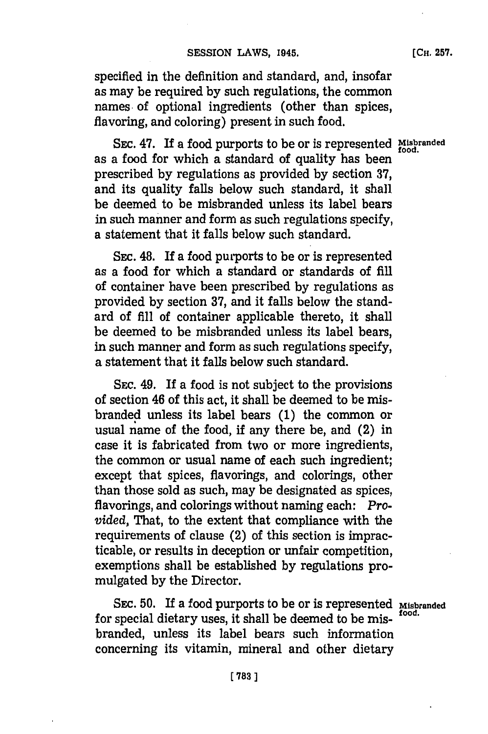specified in the definition and standard, and, insofar as may be required by such regulations, the common names of optional ingredients (other than spices, flavoring, and coloring) present in such food.

SEC. 47. If a food purports to be or is represented as a food for which a standard of quality has been prescribed by regulations as provided by section 37, and its quality falls below such standard, it shall be deemed to be misbranded unless its label bears in such manner and form as such regulations specify, a statement that it falls below such standard.

Misbranded food.

SEC. 48. If a food purports to be or is represented as a food for which a standard or standards of fill of container have been prescribed by regulations as provided by section 37, and it falls below the standard of fill of container applicable thereto, it shall be deemed to be misbranded unless its label bears, in such manner and form as such regulations specify, a statement that it falls below such standard.

SEC. 49. If a food is not subject to the provisions of section 46 of this act, it shall be deemed to be misbranded unless its label bears (1) the common or usual name of the food, if any there be, and (2) in case it is fabricated from two or more ingredients, the common or usual name of each such ingredient; except that spices, flavorings, and colorings, other than those sold as such, may be designated as spices, flavorings, and colorings without naming each: *Provided*, That, to the extent that compliance with the requirements of clause (2) of this section is impracticable, or results in deception or unfair competition, exemptions shall be established by regulations promulgated by the Director.

SEC. 50. If a food purports to be or is represented for special dietary uses, it shall be deemed to be misbranded, unless its label bears such information concerning its vitamin, mineral and other dietary

Misbranded food.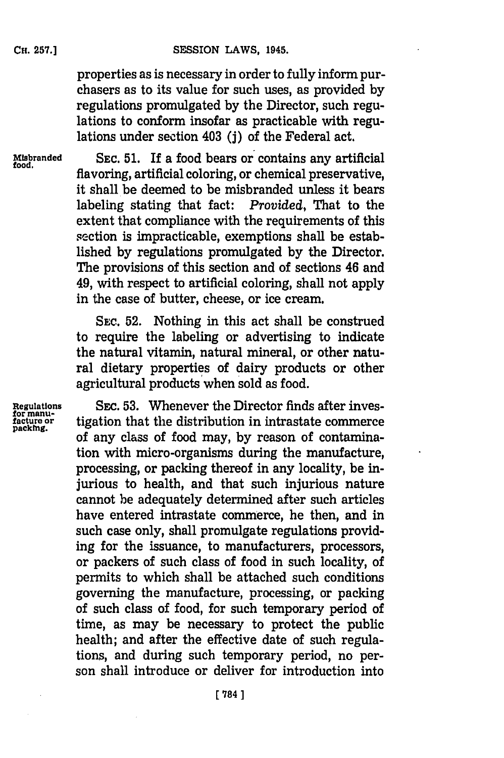properties as is necessary in order to fully inform purchasers as to its value for such uses, as provided by regulations promulgated by the Director, such regulations to conform insofar as practicable with regulations under section 403 (j) of the Federal act.

**Misbranded food.** SEC. 51. If a food bears or contains any artificial flavoring, artificial coloring, or chemical preservative, it shall be deemed to be misbranded unless it bears labeling stating that fact: *Provided*, That to the extent that compliance with the requirements of this section is impracticable, exemptions shall be established by regulations promulgated by the Director. The provisions of this section and of sections 46 and 49, with respect to artificial coloring, shall not apply in the case of butter, cheese, or ice cream.

SEC. 52. Nothing in this act shall be construed to require the labeling or advertising to indicate the natural vitamin, natural mineral, or other natural dietary properties of dairy products or other agricultural products when sold as food.

**Regulations for manufacture or packing.** SEC. 53. Whenever the Director finds after investigation that the distribution in intrastate commerce of any class of food may, by reason of contamination with micro-organisms during the manufacture, processing, or packing thereof in any locality, be injurious to health, and that such injurious nature cannot be adequately determined after such articles have entered intrastate commerce, he then, and in such case only, shall promulgate regulations providing for the issuance, to manufacturers, processors, or packers of such class of food in such locality, of permits to which shall be attached such conditions governing the manufacture, processing, or packing of such class of food, for such temporary period of time, as may be necessary to protect the public health; and after the effective date of such regulations, and during such temporary period, no person shall introduce or deliver for introduction into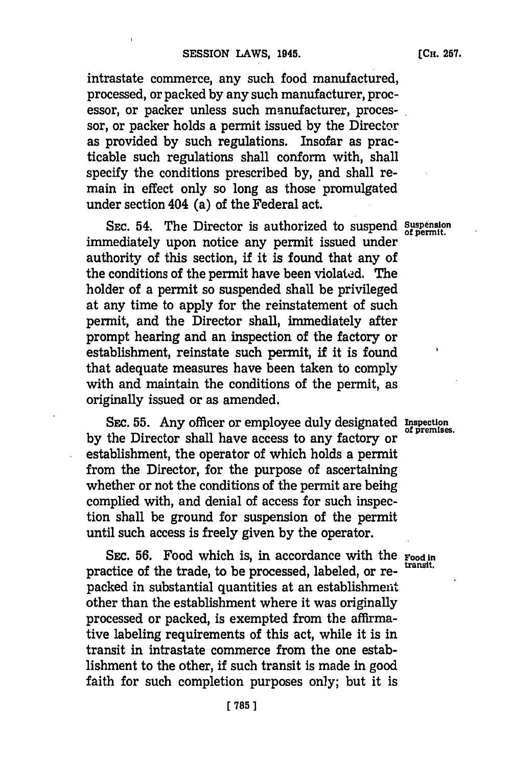intrastate commerce, any such food manufactured, processed, or packed by any such manufacturer, processor, or packer unless such manufacturer, processor, or packer holds a permit issued by the Director as provided by such regulations. Insofar as practicable such regulations shall conform with, shall specify the conditions prescribed by, and shall remain in effect only so long as those promulgated under section 404 (a) of the Federal act.

SEC. 54. The Director is authorized to suspend immediately upon notice any permit issued under authority of this section, if it is found that any of the conditions of the permit have been violated. The holder of a permit so suspended shall be privileged at any time to apply for the reinstatement of such permit, and the Director shall, immediately after prompt hearing and an inspection of the factory or establishment, reinstate such permit, if it is found that adequate measures have been taken to comply with and maintain the conditions of the permit, as originally issued or as amended.

*Suspension of permit.*

SEC. 55. Any officer or employee duly designated by the Director shall have access to any factory or establishment, the operator of which holds a permit from the Director, for the purpose of ascertaining whether or not the conditions of the permit are being complied with, and denial of access for such inspection shall be ground for suspension of the permit until such access is freely given by the operator.

*Inspection of premises.*

SEC. 56. Food which is, in accordance with the practice of the trade, to be processed, labeled, or repacked in substantial quantities at an establishment other than the establishment where it was originally processed or packed, is exempted from the affirmative labeling requirements of this act, while it is in transit in intrastate commerce from the one establishment to the other, if such transit is made in good faith for such completion purposes only; but it is

*Food in transit.*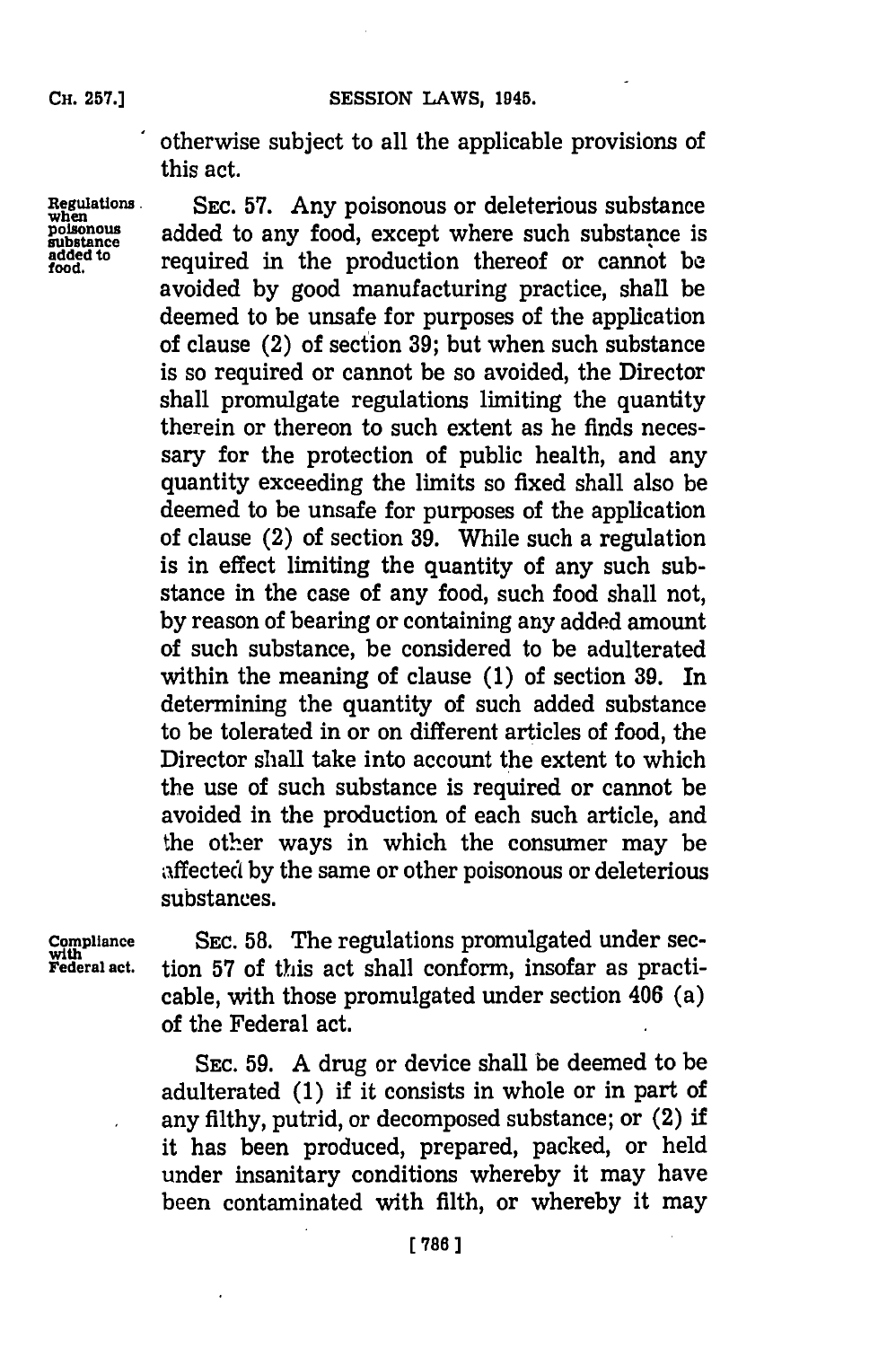otherwise subject to all the applicable provisions of this act.

**Regulations when poisonous substance added to food.**

SEC. 57. Any poisonous or deleterious substance added to any food, except where such substance is required in the production thereof or cannot be avoided by good manufacturing practice, shall be deemed to be unsafe for purposes of the application of clause (2) of section 39; but when such substance is so required or cannot be so avoided, the Director shall promulgate regulations limiting the quantity therein or thereon to such extent as he finds necessary for the protection of public health, and any quantity exceeding the limits so fixed shall also be deemed to be unsafe for purposes of the application of clause (2) of section 39. While such a regulation is in effect limiting the quantity of any such substance in the case of any food, such food shall not, by reason of bearing or containing any added amount of such substance, be considered to be adulterated within the meaning of clause (1) of section 39. In determining the quantity of such added substance to be tolerated in or on different articles of food, the Director shall take into account the extent to which the use of such substance is required or cannot be avoided in the production of each such article, and the other ways in which the consumer may be affected by the same or other poisonous or deleterious substances.

**Compliance with Federal act.**

SEC. 58. The regulations promulgated under section 57 of this act shall conform, insofar as practicable, with those promulgated under section 406 (a) of the Federal act.

SEC. 59. A drug or device shall be deemed to be adulterated (1) if it consists in whole or in part of any filthy, putrid, or decomposed substance; or (2) if it has been produced, prepared, packed, or held under insanitary conditions whereby it may have been contaminated with filth, or whereby it may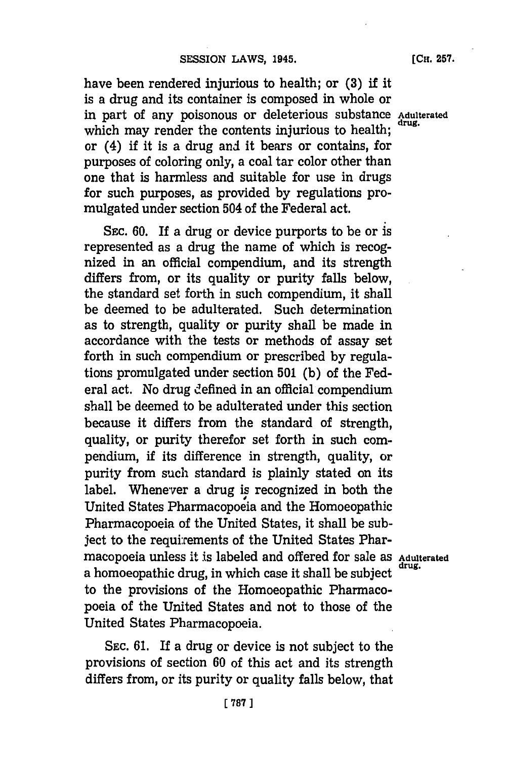have been rendered injurious to health; or (3) if it is a drug and its container is composed in whole or in part of any poisonous or deleterious substance which may render the contents injurious to health; or (4) if it is a drug and it bears or contains, for purposes of coloring only, a coal tar color other than one that is harmless and suitable for use in drugs for such purposes, as provided by regulations promulgated under section 504 of the Federal act.

Adulterated drug.

SEC. 60. If a drug or device purports to be or is represented as a drug the name of which is recognized in an official compendium, and its strength differs from, or its quality or purity falls below, the standard set forth in such compendium, it shall be deemed to be adulterated. Such determination as to strength, quality or purity shall be made in accordance with the tests or methods of assay set forth in such compendium or prescribed by regulations promulgated under section 501 (b) of the Federal act. No drug defined in an official compendium shall be deemed to be adulterated under this section because it differs from the standard of strength, quality, or purity therefor set forth in such compendium, if its difference in strength, quality, or purity from such standard is plainly stated on its label. Whenever a drug is recognized in both the United States Pharmacopoeia and the Homoeopathic Pharmacopoeia of the United States, it shall be subject to the requirements of the United States Pharmacopoeia unless it is labeled and offered for sale as a homoeopathic drug, in which case it shall be subject to the provisions of the Homoeopathic Pharmacopoeia of the United States and not to those of the United States Pharmacopoeia.

Adulterated drug.

SEC. 61. If a drug or device is not subject to the provisions of section 60 of this act and its strength differs from, or its purity or quality falls below, that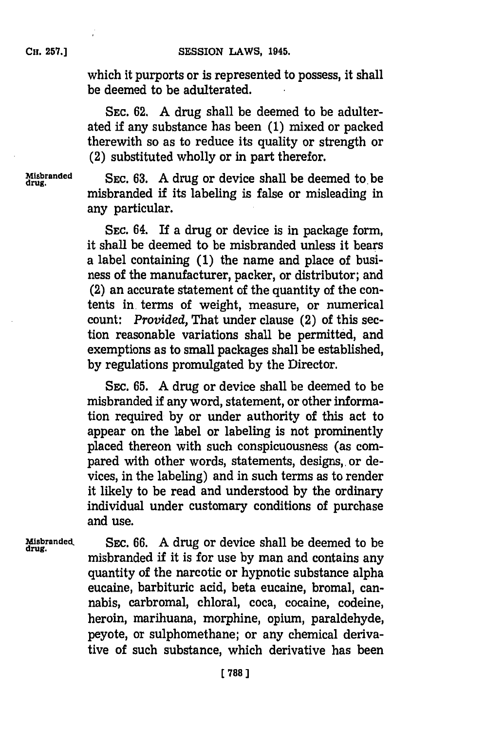which it purports or is represented to possess, it shall be deemed to be adulterated.

SEC. 62. A drug shall be deemed to be adulterated if any substance has been (1) mixed or packed therewith so as to reduce its quality or strength or (2) substituted wholly or in part therefor.

Misbranded drug.

SEC. 63. A drug or device shall be deemed to be misbranded if its labeling is false or misleading in any particular.

SEC. 64. If a drug or device is in package form, it shall be deemed to be misbranded unless it bears a label containing (1) the name and place of business of the manufacturer, packer, or distributor; and (2) an accurate statement of the quantity of the contents in terms of weight, measure, or numerical count: *Provided,* That under clause (2) of this section reasonable variations shall be permitted, and exemptions as to small packages shall be established, by regulations promulgated by the Director.

SEC. 65. A drug or device shall be deemed to be misbranded if any word, statement, or other information required by or under authority of this act to appear on the label or labeling is not prominently placed thereon with such conspicuousness (as compared with other words, statements, designs, or devices, in the labeling) and in such terms as to render it likely to be read and understood by the ordinary individual under customary conditions of purchase and use.

Misbranded drug.

SEC. 66. A drug or device shall be deemed to be misbranded if it is for use by man and contains any quantity of the narcotic or hypnotic substance alpha eucaine, barbituric acid, beta eucaine, bromal, cannabis, carbromal, chloral, coca, cocaine, codeine, heroin, marihuana, morphine, opium, paraldehyde, peyote, or sulphomethane; or any chemical derivative of such substance, which derivative has been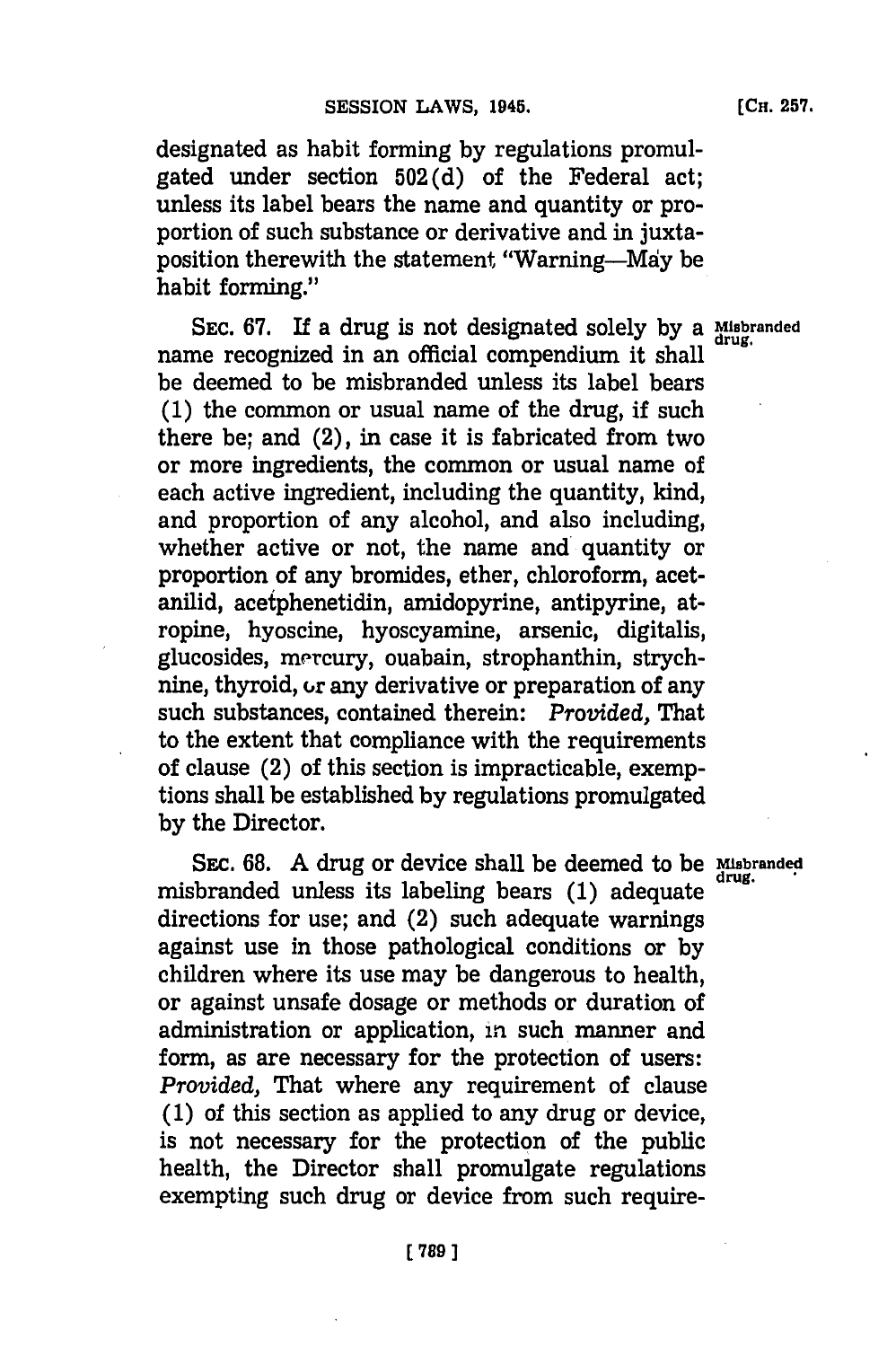designated as habit forming by regulations promulgated under section 502(d) of the Federal act; unless its label bears the name and quantity or proportion of such substance or derivative and in juxtaposition therewith the statement "Warning—May be habit forming."

SEC. 67. If a drug is not designated solely by a name recognized in an official compendium it shall be deemed to be misbranded unless its label bears (1) the common or usual name of the drug, if such there be; and (2), in case it is fabricated from two or more ingredients, the common or usual name of each active ingredient, including the quantity, kind, and proportion of any alcohol, and also including, whether active or not, the name and quantity or proportion of any bromides, ether, chloroform, acetanilid, acetphenetidin, amidopyrine, antipyrine, atropine, hyoscine, hyoscyamine, arsenic, digitalis, glucosides, mercury, ouabain, strophanthin, strychnine, thyroid, or any derivative or preparation of any such substances, contained therein: *Provided,* That to the extent that compliance with the requirements of clause (2) of this section is impracticable, exemptions shall be established by regulations promulgated by the Director.

Misbranded drug.

SEC. 68. A drug or device shall be deemed to be misbranded unless its labeling bears (1) adequate directions for use; and (2) such adequate warnings against use in those pathological conditions or by children where its use may be dangerous to health, or against unsafe dosage or methods or duration of administration or application, in such manner and form, as are necessary for the protection of users: *Provided,* That where any requirement of clause (1) of this section as applied to any drug or device, is not necessary for the protection of the public health, the Director shall promulgate regulations exempting such drug or device from such require-

Misbranded drug.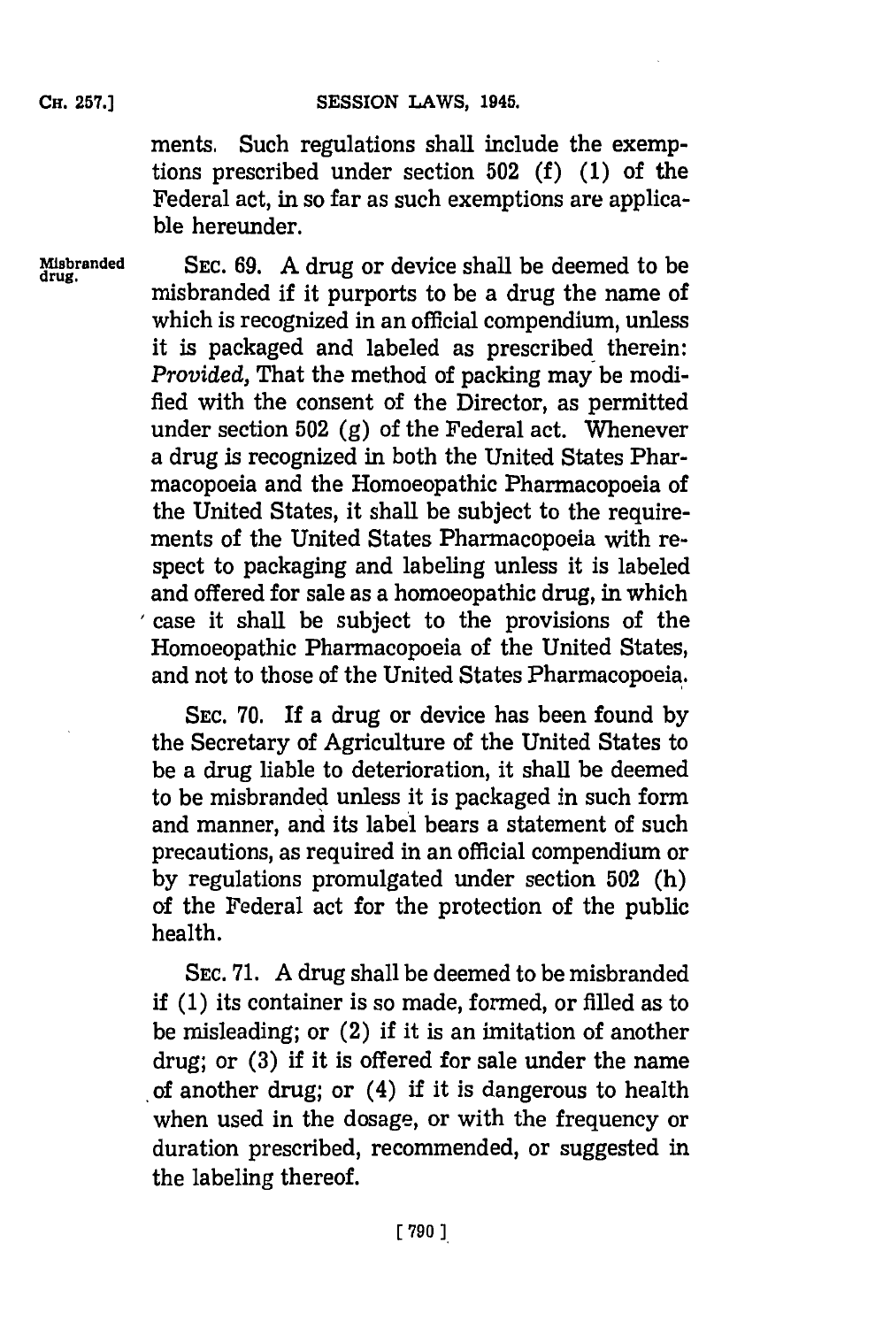ments. Such regulations shall include the exemptions prescribed under section 502 (f) (1) of the Federal act, in so far as such exemptions are applicable hereunder.

**Misbranded drug.**

SEC. 69. A drug or device shall be deemed to be misbranded if it purports to be a drug the name of which is recognized in an official compendium, unless it is packaged and labeled as prescribed therein: *Provided*, That the method of packing may be modified with the consent of the Director, as permitted under section 502 (g) of the Federal act. Whenever a drug is recognized in both the United States Pharmacopoeia and the Homoeopathic Pharmacopoeia of the United States, it shall be subject to the requirements of the United States Pharmacopoeia with respect to packaging and labeling unless it is labeled and offered for sale as a homoeopathic drug, in which case it shall be subject to the provisions of the Homoeopathic Pharmacopoeia of the United States, and not to those of the United States Pharmacopoeia.

SEC. 70. If a drug or device has been found by the Secretary of Agriculture of the United States to be a drug liable to deterioration, it shall be deemed to be misbranded unless it is packaged in such form and manner, and its label bears a statement of such precautions, as required in an official compendium or by regulations promulgated under section 502 (h) of the Federal act for the protection of the public health.

SEC. 71. A drug shall be deemed to be misbranded if (1) its container is so made, formed, or filled as to be misleading; or (2) if it is an imitation of another drug; or (3) if it is offered for sale under the name of another drug; or (4) if it is dangerous to health when used in the dosage, or with the frequency or duration prescribed, recommended, or suggested in the labeling thereof.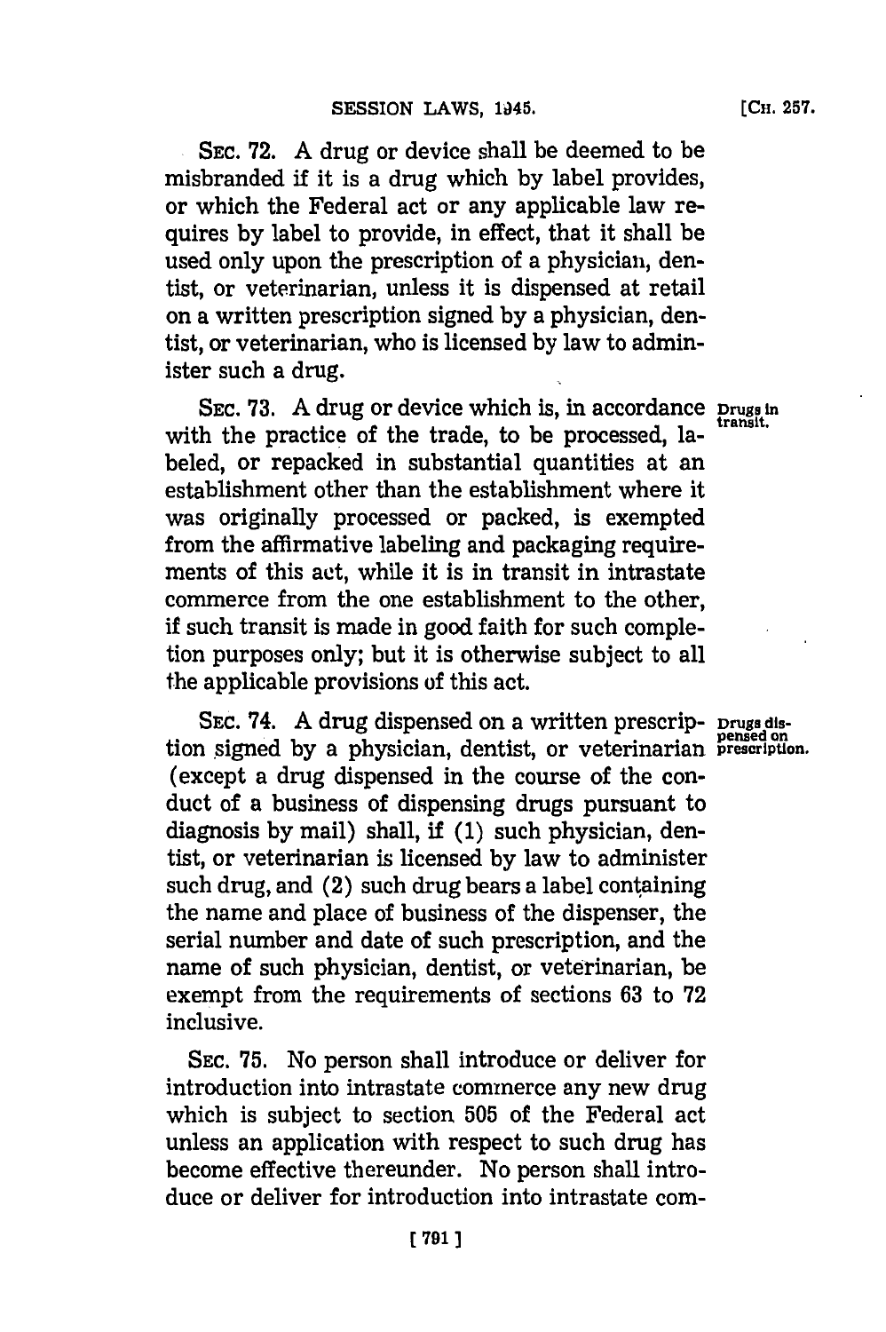SEC. 72. A drug or device shall be deemed to be misbranded if it is a drug which by label provides, or which the Federal act or any applicable law requires by label to provide, in effect, that it shall be used only upon the prescription of a physician, dentist, or veterinarian, unless it is dispensed at retail on a written prescription signed by a physician, dentist, or veterinarian, who is licensed by law to administer such a drug.

SEC. 73. A drug or device which is, in accordance with the practice of the trade, to be processed, labeled, or repacked in substantial quantities at an establishment other than the establishment where it was originally processed or packed, is exempted from the affirmative labeling and packaging requirements of this act, while it is in transit in intrastate commerce from the one establishment to the other, if such transit is made in good faith for such completion purposes only; but it is otherwise subject to all the applicable provisions of this act.

Drugs in transit.

SEC. 74. A drug dispensed on a written prescription signed by a physician, dentist, or veterinarian (except a drug dispensed in the course of the conduct of a business of dispensing drugs pursuant to diagnosis by mail) shall, if (1) such physician, dentist, or veterinarian is licensed by law to administer such drug, and (2) such drug bears a label containing the name and place of business of the dispenser, the serial number and date of such prescription, and the name of such physician, dentist, or veterinarian, be exempt from the requirements of sections 63 to 72 inclusive.

Drugs dispensed on prescription.

SEC. 75. No person shall introduce or deliver for introduction into intrastate commerce any new drug which is subject to section 505 of the Federal act unless an application with respect to such drug has become effective thereunder. No person shall introduce or deliver for introduction into intrastate com-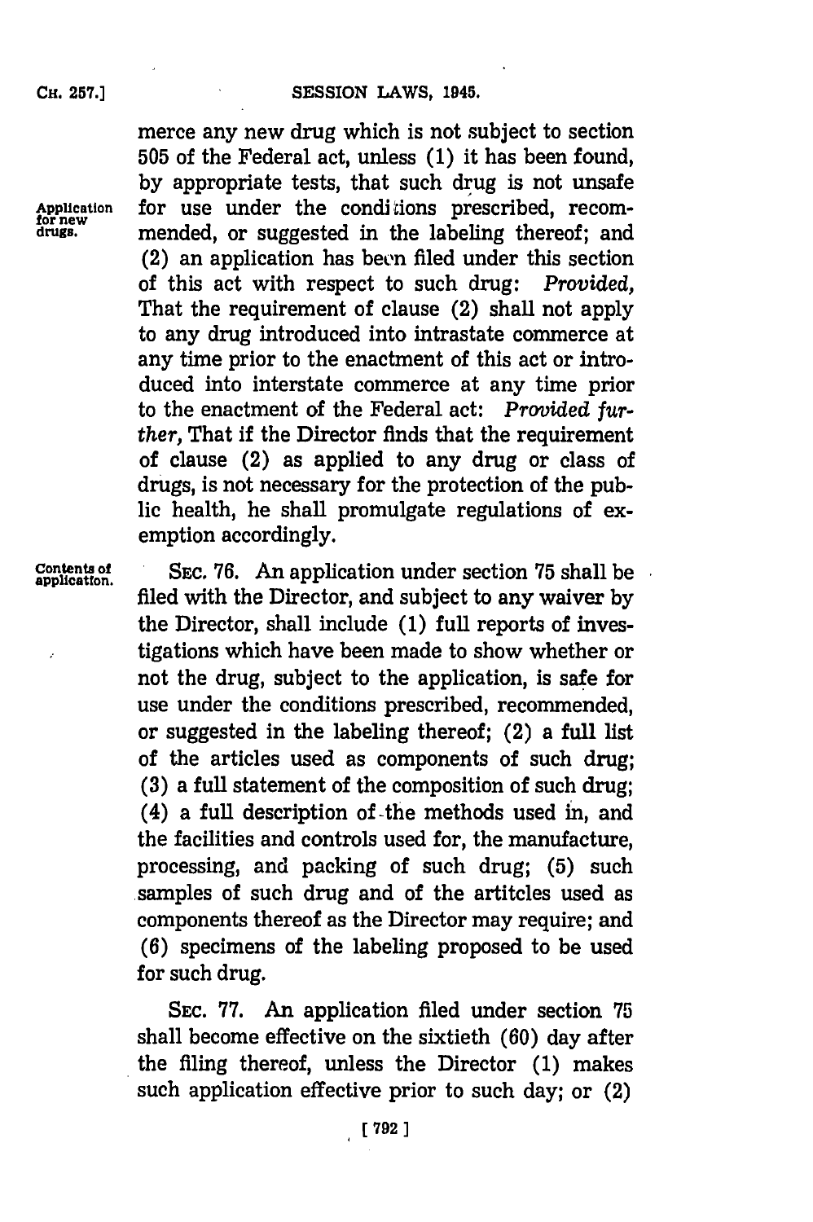merce any new drug which is not subject to section 505 of the Federal act, unless (1) it has been found, by appropriate tests, that such drug is not unsafe for use under the conditions prescribed, recommended, or suggested in the labeling thereof; and (2) an application has been filed under this section of this act with respect to such drug: *Provided,* That the requirement of clause (2) shall not apply to any drug introduced into intrastate commerce at any time prior to the enactment of this act or introduced into interstate commerce at any time prior to the enactment of the Federal act: *Provided further,* That if the Director finds that the requirement of clause (2) as applied to any drug or class of drugs, is not necessary for the protection of the public health, he shall promulgate regulations of exemption accordingly.

Application for new drugs.

Contents of application.

SEC. 76. An application under section 75 shall be filed with the Director, and subject to any waiver by the Director, shall include (1) full reports of investigations which have been made to show whether or not the drug, subject to the application, is safe for use under the conditions prescribed, recommended, or suggested in the labeling thereof; (2) a full list of the articles used as components of such drug; (3) a full statement of the composition of such drug; (4) a full description of the methods used in, and the facilities and controls used for, the manufacture, processing, and packing of such drug; (5) such samples of such drug and of the artitcles used as components thereof as the Director may require; and (6) specimens of the labeling proposed to be used for such drug.

SEC. 77. An application filed under section 75 shall become effective on the sixtieth (60) day after the filing thereof, unless the Director (1) makes such application effective prior to such day; or (2)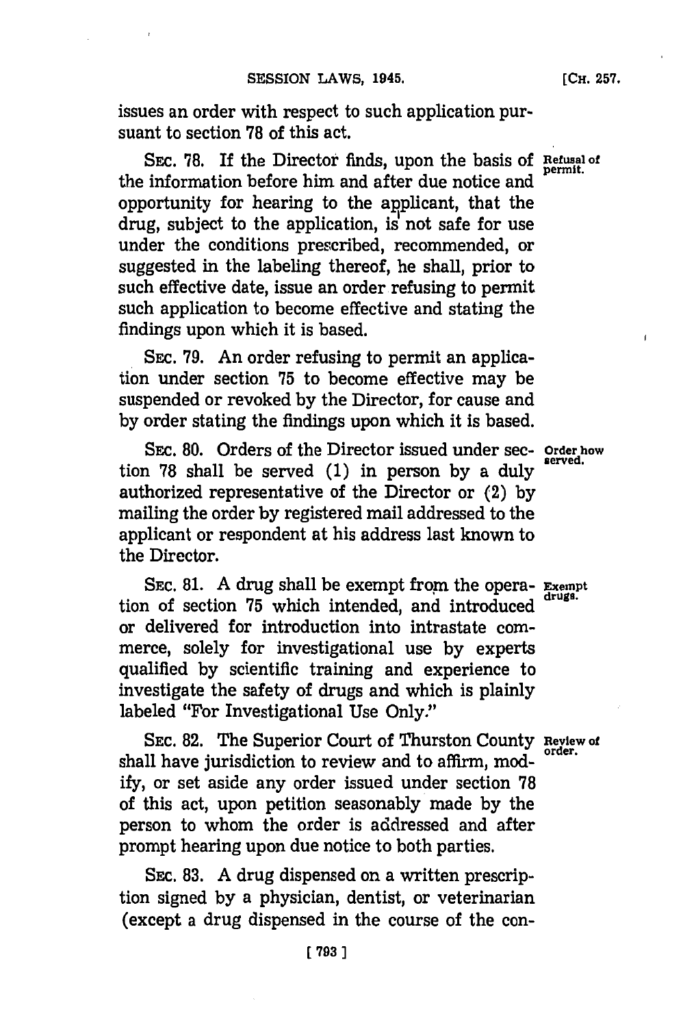issues an order with respect to such application pursuant to section 78 of this act.

SEC. 78. If the Director finds, upon the basis of the information before him and after due notice and opportunity for hearing to the applicant, that the drug, subject to the application, is not safe for use under the conditions prescribed, recommended, or suggested in the labeling thereof, he shall, prior to such effective date, issue an order refusing to permit such application to become effective and stating the findings upon which it is based.

*Refusal of permit.*

SEC. 79. An order refusing to permit an application under section 75 to become effective may be suspended or revoked by the Director, for cause and by order stating the findings upon which it is based.

SEC. 80. Orders of the Director issued under section 78 shall be served (1) in person by a duly authorized representative of the Director or (2) by mailing the order by registered mail addressed to the applicant or respondent at his address last known to the Director.

*Order how served.*

SEC. 81. A drug shall be exempt from the operation of section 75 which intended, and introduced or delivered for introduction into intrastate commerce, solely for investigational use by experts qualified by scientific training and experience to investigate the safety of drugs and which is plainly labeled "For Investigational Use Only."

*Exempt drugs.*

SEC. 82. The Superior Court of Thurston County shall have jurisdiction to review and to affirm, modify, or set aside any order issued under section 78 of this act, upon petition seasonably made by the person to whom the order is addressed and after prompt hearing upon due notice to both parties.

*Review of order.*

SEC. 83. A drug dispensed on a written prescription signed by a physician, dentist, or veterinarian (except a drug dispensed in the course of the con-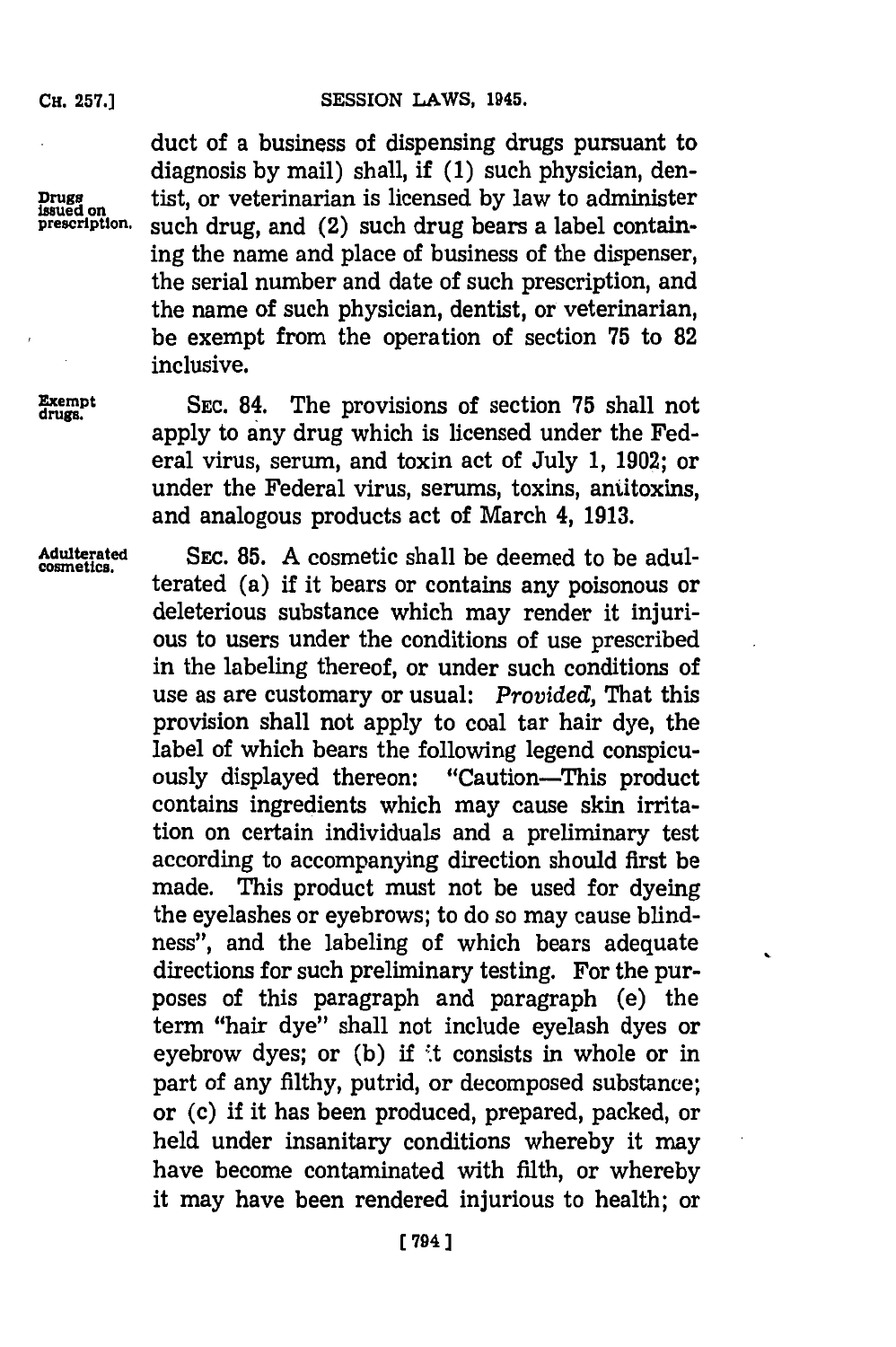duct of a business of dispensing drugs pursuant to diagnosis by mail) shall, if (1) such physician, dentist, or veterinarian is licensed by law to administer such drug, and (2) such drug bears a label containing the name and place of business of the dispenser, the serial number and date of such prescription, and the name of such physician, dentist, or veterinarian, be exempt from the operation of section 75 to 82 inclusive.

Drugs issued on prescription.

Exempt drugs.

SEC. 84. The provisions of section 75 shall not apply to any drug which is licensed under the Federal virus, serum, and toxin act of July 1, 1902; or under the Federal virus, serums, toxins, antitoxins, and analogous products act of March 4, 1913.

Adulterated cosmetics.

SEC. 85. A cosmetic shall be deemed to be adulterated (a) if it bears or contains any poisonous or deleterious substance which may render it injurious to users under the conditions of use prescribed in the labeling thereof, or under such conditions of use as are customary or usual: *Provided,* That this provision shall not apply to coal tar hair dye, the label of which bears the following legend conspicuously displayed thereon: "Caution—This product contains ingredients which may cause skin irritation on certain individuals and a preliminary test according to accompanying direction should first be made. This product must not be used for dyeing the eyelashes or eyebrows; to do so may cause blindness", and the labeling of which bears adequate directions for such preliminary testing. For the purposes of this paragraph and paragraph (e) the term "hair dye" shall not include eyelash dyes or eyebrow dyes; or (b) if it consists in whole or in part of any filthy, putrid, or decomposed substance; or (c) if it has been produced, prepared, packed, or held under insanitary conditions whereby it may have become contaminated with filth, or whereby it may have been rendered injurious to health; or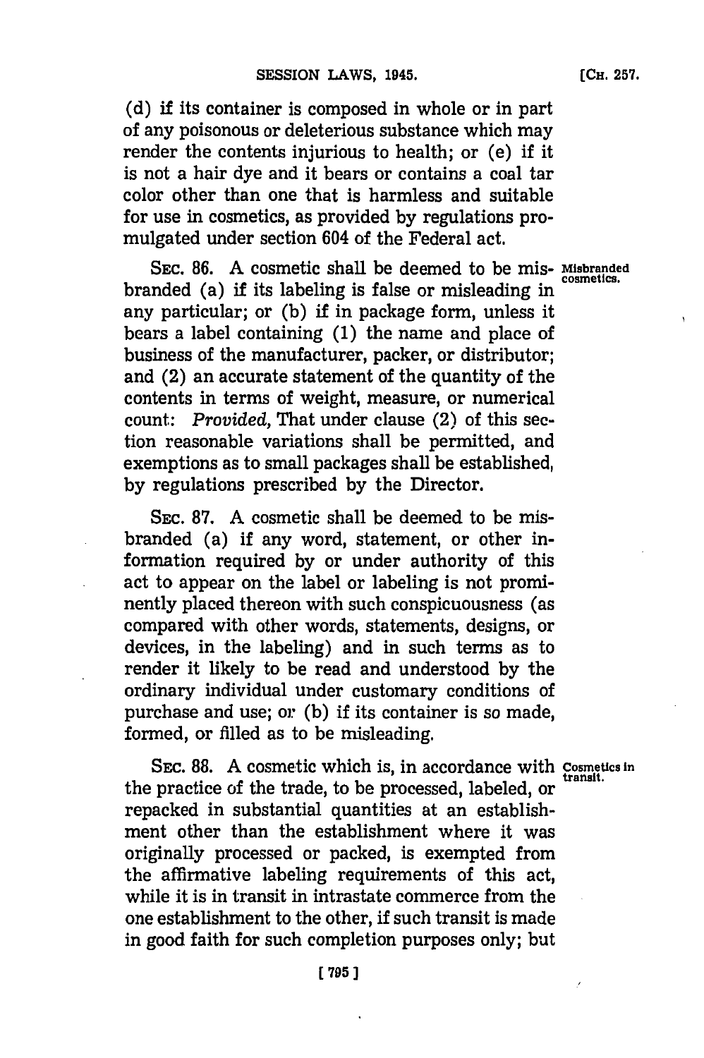(d) if its container is composed in whole or in part of any poisonous or deleterious substance which may render the contents injurious to health; or (e) if it is not a hair dye and it bears or contains a coal tar color other than one that is harmless and suitable for use in cosmetics, as provided by regulations promulgated under section 604 of the Federal act.

Misbranded cosmetics.

SEC. 86. A cosmetic shall be deemed to be misbranded (a) if its labeling is false or misleading in any particular; or (b) if in package form, unless it bears a label containing (1) the name and place of business of the manufacturer, packer, or distributor; and (2) an accurate statement of the quantity of the contents in terms of weight, measure, or numerical count: *Provided*, That under clause (2) of this section reasonable variations shall be permitted, and exemptions as to small packages shall be established, by regulations prescribed by the Director.

SEC. 87. A cosmetic shall be deemed to be misbranded (a) if any word, statement, or other information required by or under authority of this act to appear on the label or labeling is not prominently placed thereon with such conspicuousness (as compared with other words, statements, designs, or devices, in the labeling) and in such terms as to render it likely to be read and understood by the ordinary individual under customary conditions of purchase and use; or (b) if its container is so made, formed, or filled as to be misleading.

Cosmetics in transit.

SEC. 88. A cosmetic which is, in accordance with the practice of the trade, to be processed, labeled, or repacked in substantial quantities at an establishment other than the establishment where it was originally processed or packed, is exempted from the affirmative labeling requirements of this act, while it is in transit in intrastate commerce from the one establishment to the other, if such transit is made in good faith for such completion purposes only; but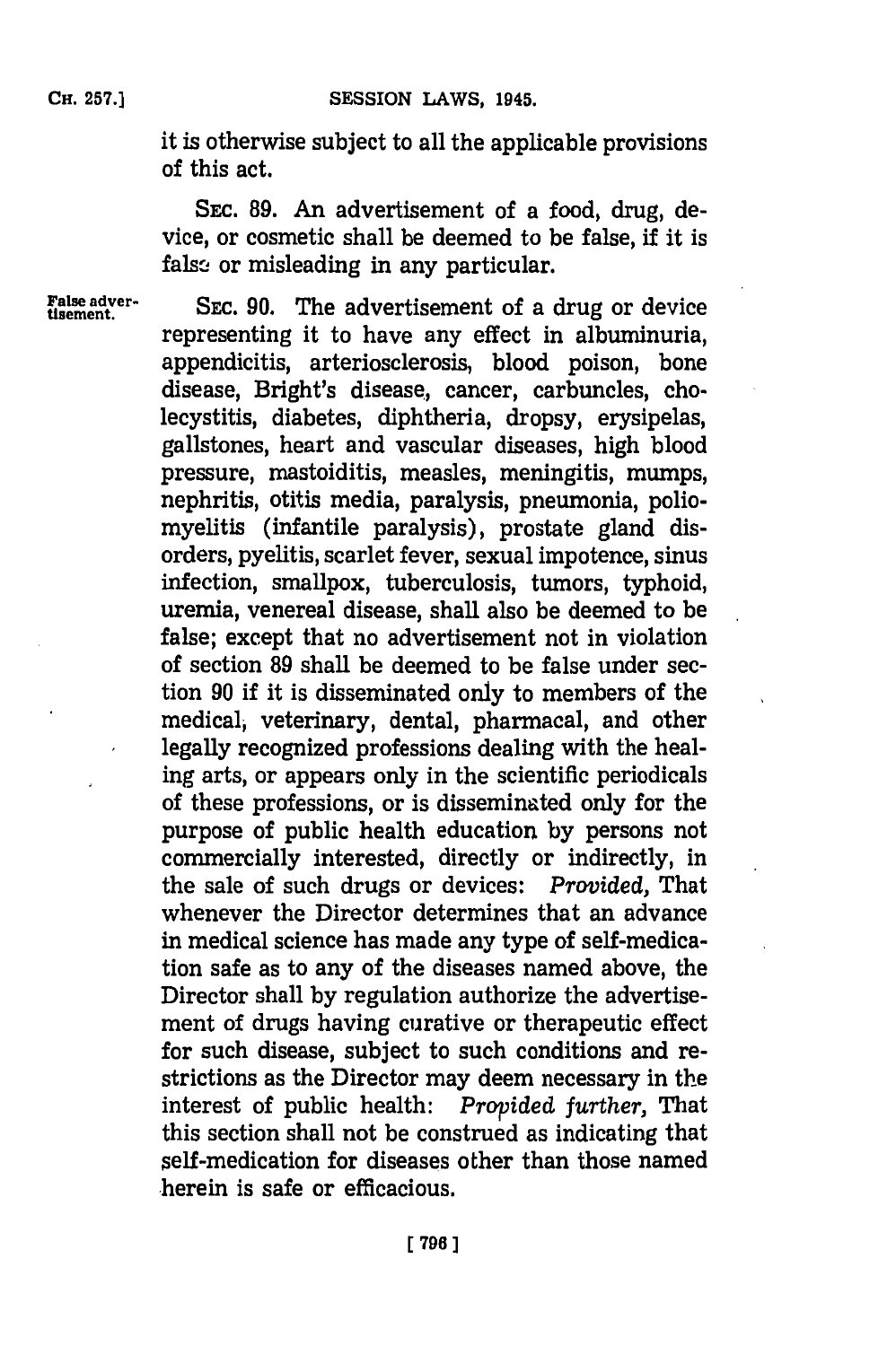it is otherwise subject to all the applicable provisions of this act.

SEC. 89. An advertisement of a food, drug, device, or cosmetic shall be deemed to be false, if it is false or misleading in any particular.

False advertisement.

SEC. 90. The advertisement of a drug or device representing it to have any effect in albuminuria, appendicitis, arteriosclerosis, blood poison, bone disease, Bright's disease, cancer, carbuncles, cholecystitis, diabetes, diphtheria, dropsy, erysipelas, gallstones, heart and vascular diseases, high blood pressure, mastoiditis, measles, meningitis, mumps, nephritis, otitis media, paralysis, pneumonia, poliomyelitis (infantile paralysis), prostate gland disorders, pyelitis, scarlet fever, sexual impotence, sinus infection, smallpox, tuberculosis, tumors, typhoid, uremia, venereal disease, shall also be deemed to be false; except that no advertisement not in violation of section 89 shall be deemed to be false under section 90 if it is disseminated only to members of the medical, veterinary, dental, pharmacal, and other legally recognized professions dealing with the healing arts, or appears only in the scientific periodicals of these professions, or is disseminated only for the purpose of public health education by persons not commercially interested, directly or indirectly, in the sale of such drugs or devices: *Provided,* That whenever the Director determines that an advance in medical science has made any type of self-medication safe as to any of the diseases named above, the Director shall by regulation authorize the advertisement of drugs having curative or therapeutic effect for such disease, subject to such conditions and restrictions as the Director may deem necessary in the interest of public health: *Provided further,* That this section shall not be construed as indicating that self-medication for diseases other than those named herein is safe or efficacious.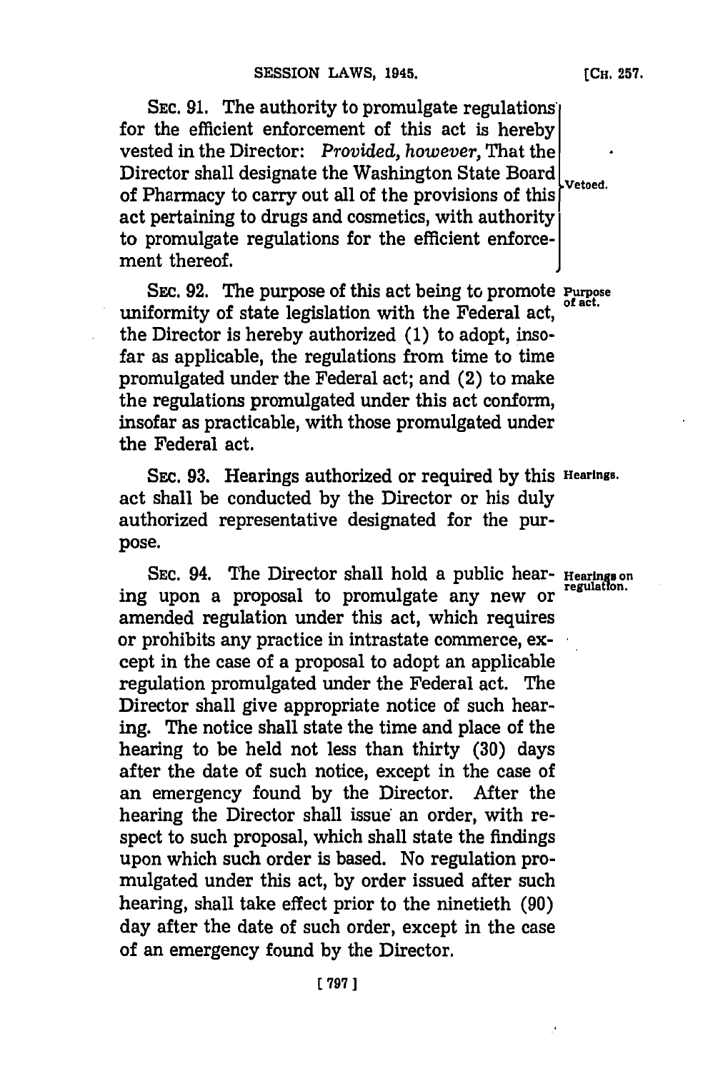SEC. 91. The authority to promulgate regulations for the efficient enforcement of this act is hereby vested in the Director: *Provided, however,* That the Director shall designate the Washington State Board of Pharmacy to carry out all of the provisions of this act pertaining to drugs and cosmetics, with authority to promulgate regulations for the efficient enforcement thereof. Vetoed.

SEC. 92. The purpose of this act being to promote uniformity of state legislation with the Federal act, the Director is hereby authorized (1) to adopt, insofar as applicable, the regulations from time to time promulgated under the Federal act; and (2) to make the regulations promulgated under this act conform, insofar as practicable, with those promulgated under the Federal act. **Purpose of act.**

SEC. 93. Hearings authorized or required by this act shall be conducted by the Director or his duly authorized representative designated for the purpose. **Hearings.**

SEC. 94. The Director shall hold a public hearing upon a proposal to promulgate any new or amended regulation under this act, which requires or prohibits any practice in intrastate commerce, except in the case of a proposal to adopt an applicable regulation promulgated under the Federal act. The Director shall give appropriate notice of such hearing. The notice shall state the time and place of the hearing to be held not less than thirty (30) days after the date of such notice, except in the case of an emergency found by the Director. After the hearing the Director shall issue an order, with respect to such proposal, which shall state the findings upon which such order is based. No regulation promulgated under this act, by order issued after such hearing, shall take effect prior to the ninetieth (90) day after the date of such order, except in the case of an emergency found by the Director. **Hearings on regulation.**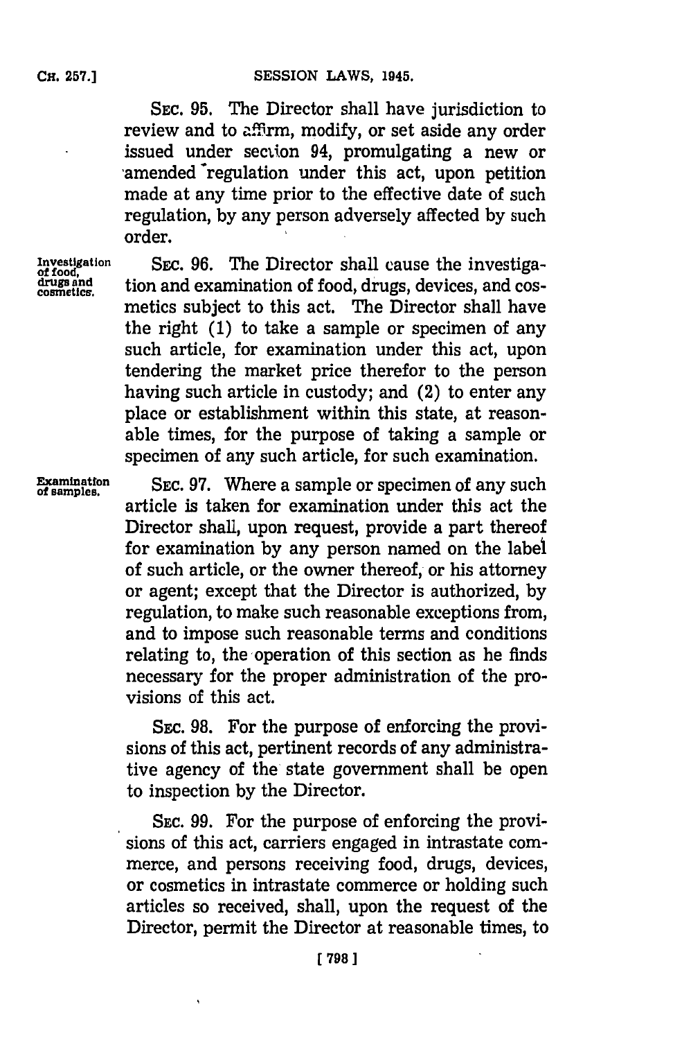SEC. 95. The Director shall have jurisdiction to review and to affirm, modify, or set aside any order issued under section 94, promulgating a new or amended regulation under this act, upon petition made at any time prior to the effective date of such regulation, by any person adversely affected by such order.

Investigation of food, drugs and cosmetics.

SEC. 96. The Director shall cause the investigation and examination of food, drugs, devices, and cosmetics subject to this act. The Director shall have the right (1) to take a sample or specimen of any such article, for examination under this act, upon tendering the market price therefor to the person having such article in custody; and (2) to enter any place or establishment within this state, at reasonable times, for the purpose of taking a sample or specimen of any such article, for such examination.

Examination of samples.

SEC. 97. Where a sample or specimen of any such article is taken for examination under this act the Director shall, upon request, provide a part thereof for examination by any person named on the label of such article, or the owner thereof, or his attorney or agent; except that the Director is authorized, by regulation, to make such reasonable exceptions from, and to impose such reasonable terms and conditions relating to, the operation of this section as he finds necessary for the proper administration of the provisions of this act.

SEC. 98. For the purpose of enforcing the provisions of this act, pertinent records of any administrative agency of the state government shall be open to inspection by the Director.

SEC. 99. For the purpose of enforcing the provisions of this act, carriers engaged in intrastate commerce, and persons receiving food, drugs, devices, or cosmetics in intrastate commerce or holding such articles so received, shall, upon the request of the Director, permit the Director at reasonable times, to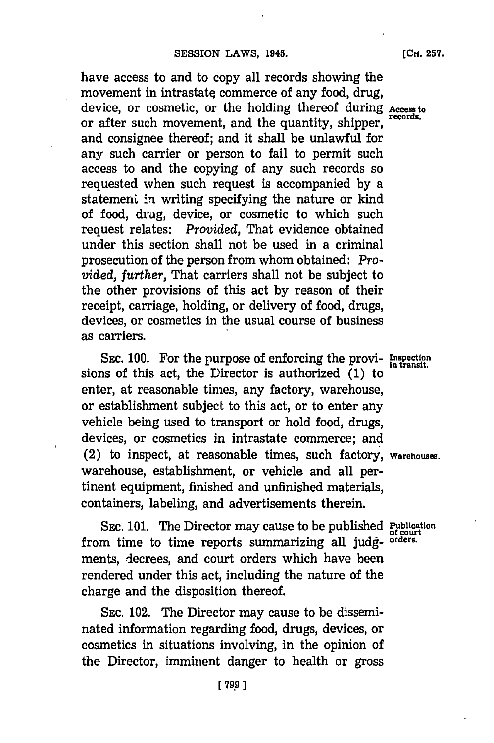have access to and to copy all records showing the movement in intrastate commerce of any food, drug, device, or cosmetic, or the holding thereof during or after such movement, and the quantity, shipper, and consignee thereof; and it shall be unlawful for any such carrier or person to fail to permit such access to and the copying of any such records so requested when such request is accompanied by a statement in writing specifying the nature or kind of food, drug, device, or cosmetic to which such request relates: *Provided,* That evidence obtained under this section shall not be used in a criminal prosecution of the person from whom obtained: *Provided, further,* That carriers shall not be subject to the other provisions of this act by reason of their receipt, carriage, holding, or delivery of food, drugs, devices, or cosmetics in the usual course of business as carriers.

Access to records.

SEC. 100. For the purpose of enforcing the provisions of this act, the Director is authorized (1) to enter, at reasonable times, any factory, warehouse, or establishment subject to this act, or to enter any vehicle being used to transport or hold food, drugs, devices, or cosmetics in intrastate commerce; and (2) to inspect, at reasonable times, such factory, warehouse, establishment, or vehicle and all pertinent equipment, finished and unfinished materials, containers, labeling, and advertisements therein.

Inspection in transit.

Warehouses.

SEC. 101. The Director may cause to be published from time to time reports summarizing all judgments, decrees, and court orders which have been rendered under this act, including the nature of the charge and the disposition thereof.

Publication of court orders.

SEC. 102. The Director may cause to be disseminated information regarding food, drugs, devices, or cosmetics in situations involving, in the opinion of the Director, imminent danger to health or gross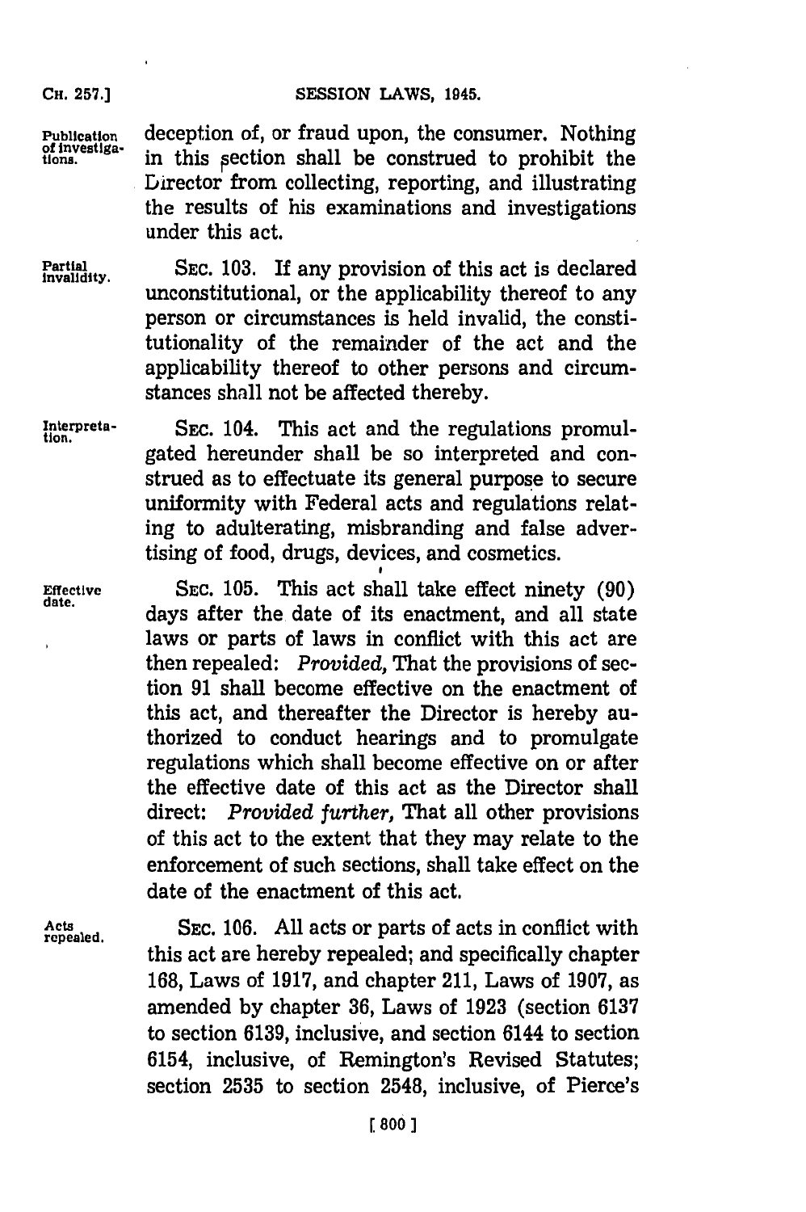**Publication of investigations.** deception of, or fraud upon, the consumer. Nothing in this section shall be construed to prohibit the Director from collecting, reporting, and illustrating the results of his examinations and investigations under this act.

**Partial invalidity.** SEC. 103. If any provision of this act is declared unconstitutional, or the applicability thereof to any person or circumstances is held invalid, the constitutionality of the remainder of the act and the applicability thereof to other persons and circumstances shall not be affected thereby.

**Interpretation.** SEC. 104. This act and the regulations promulgated hereunder shall be so interpreted and construed as to effectuate its general purpose to secure uniformity with Federal acts and regulations relating to adulterating, misbranding and false advertising of food, drugs, devices, and cosmetics.

**Effective date.** SEC. 105. This act shall take effect ninety (90) days after the date of its enactment, and all state laws or parts of laws in conflict with this act are then repealed: *Provided,* That the provisions of section 91 shall become effective on the enactment of this act, and thereafter the Director is hereby authorized to conduct hearings and to promulgate regulations which shall become effective on or after the effective date of this act as the Director shall direct: *Provided further,* That all other provisions of this act to the extent that they may relate to the enforcement of such sections, shall take effect on the date of the enactment of this act.

**Acts repealed.** SEC. 106. All acts or parts of acts in conflict with this act are hereby repealed; and specifically chapter 168, Laws of 1917, and chapter 211, Laws of 1907, as amended by chapter 36, Laws of 1923 (section 6137 to section 6139, inclusive, and section 6144 to section 6154, inclusive, of Remington's Revised Statutes; section 2535 to section 2548, inclusive, of Pierce's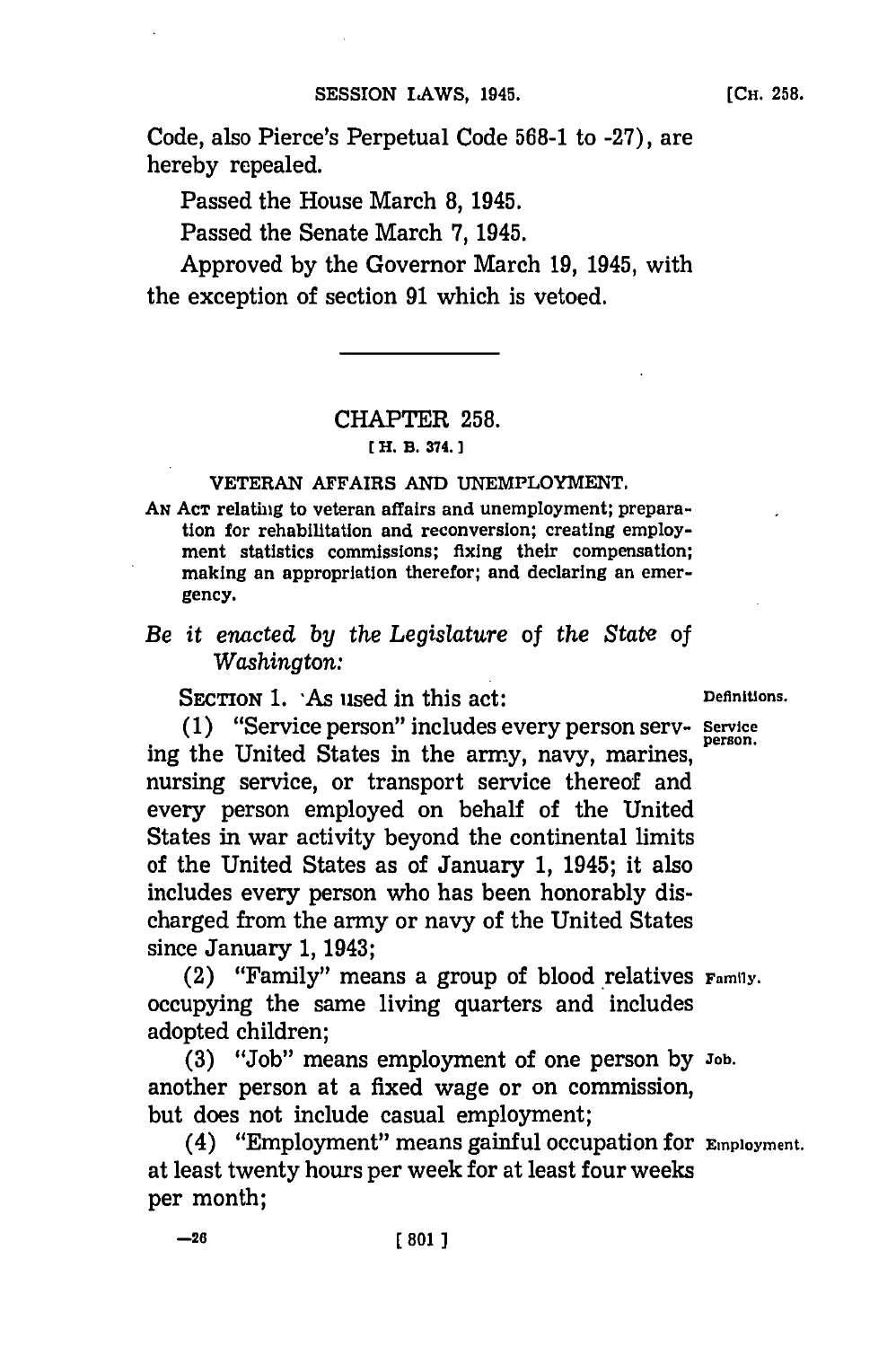Code, also Pierce's Perpetual Code 568-1 to -27), are hereby repealed.

Passed the House March 8, 1945.

Passed the Senate March 7, 1945.

Approved by the Governor March 19, 1945, with the exception of section 91 which is vetoed.

---

## CHAPTER 258.

[H. B. 374.]

### VETERAN AFFAIRS AND UNEMPLOYMENT.

AN ACT relating to veteran affairs and unemployment; preparation for rehabilitation and reconversion; creating employment statistics commissions; fixing their compensation; making an appropriation therefor; and declaring an emergency.

*Be it enacted by the Legislature of the State of Washington:*

SECTION 1. As used in this act: **Definitions.**

(1) "Service person" includes every person serving the United States in the army, navy, marines, nursing service, or transport service thereof and every person employed on behalf of the United States in war activity beyond the continental limits of the United States as of January 1, 1945; it also includes every person who has been honorably discharged from the army or navy of the United States since January 1, 1943; **Service person.**

(2) "Family" means a group of blood relatives occupying the same living quarters and includes adopted children; **Family.**

(3) "Job" means employment of one person by another person at a fixed wage or on commission, but does not include casual employment; **Job.**

(4) "Employment" means gainful occupation for at least twenty hours per week for at least four weeks per month; **Employment.**